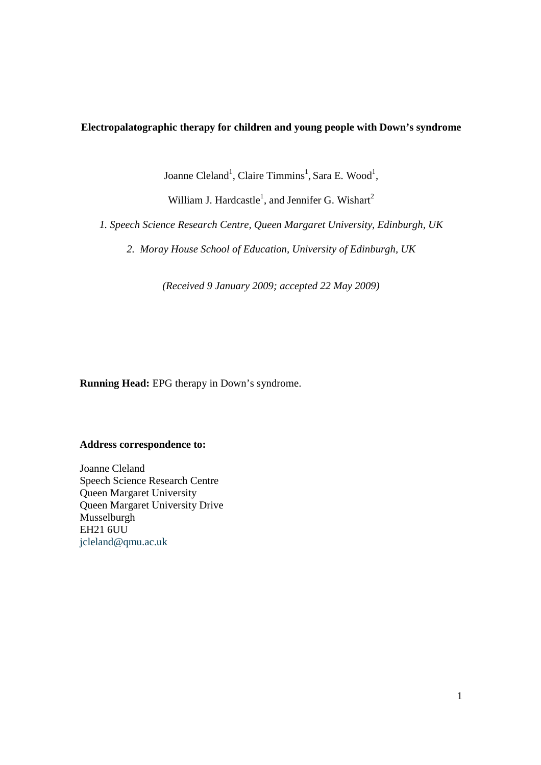**Electropalatographic therapy for children and young people with Down's syndrome**

Joanne Cleland[1], Claire Timmins[1], Sara E. Wood[1],

William J. Hardcastle[1], and Jennifer G. Wishart[2]

*1. Speech Science Research Centre, Queen Margaret University, Edinburgh, UK*

*2. Moray House School of Education, University of Edinburgh, UK*

*(Received 9 January 2009; accepted 22 May 2009)*

**Running Head:** EPG therapy in Down's syndrome.

**Address correspondence to:**

Joanne Cleland
Speech Science Research Centre
Queen Margaret University
Queen Margaret University Drive
Musselburgh
EH21 6UU
jcleland@qmu.ac.uk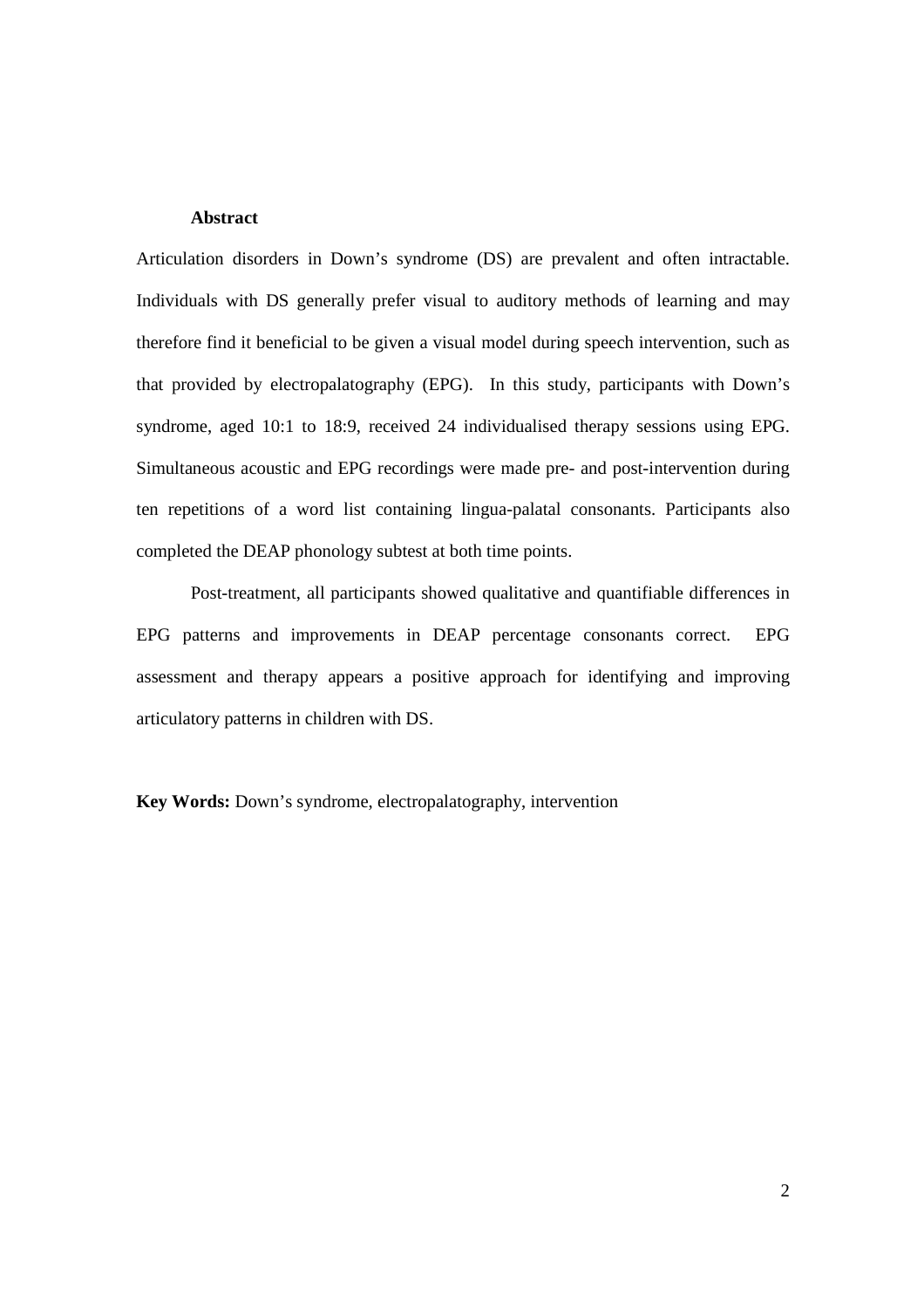## Abstract

Articulation disorders in Down's syndrome (DS) are prevalent and often intractable. Individuals with DS generally prefer visual to auditory methods of learning and may therefore find it beneficial to be given a visual model during speech intervention, such as that provided by electropalatography (EPG). In this study, participants with Down's syndrome, aged 10:1 to 18:9, received 24 individualised therapy sessions using EPG. Simultaneous acoustic and EPG recordings were made pre- and post-intervention during ten repetitions of a word list containing lingua-palatal consonants. Participants also completed the DEAP phonology subtest at both time points.

Post-treatment, all participants showed qualitative and quantifiable differences in EPG patterns and improvements in DEAP percentage consonants correct. EPG assessment and therapy appears a positive approach for identifying and improving articulatory patterns in children with DS.

**Key Words:** Down's syndrome, electropalatography, intervention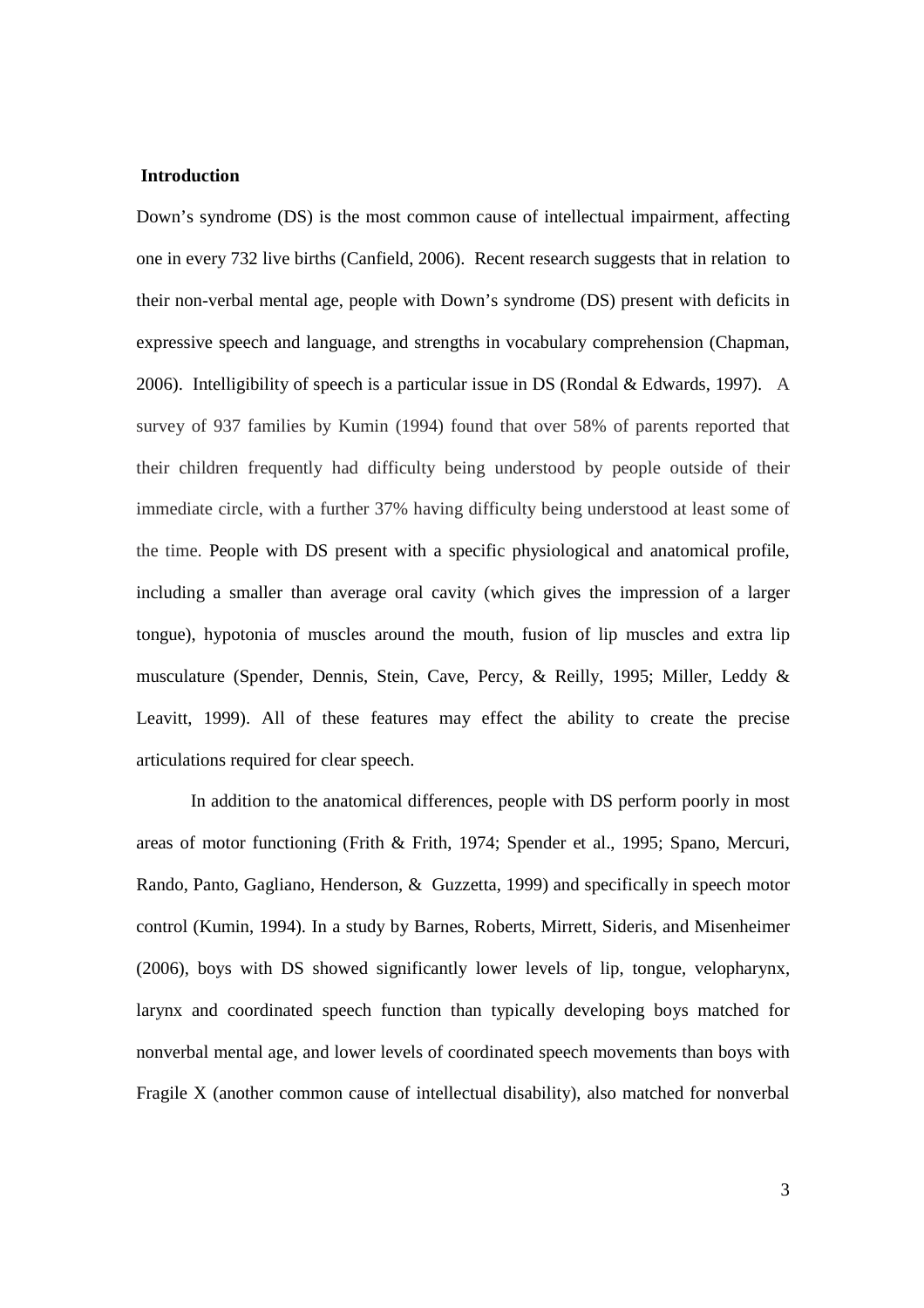## Introduction

Down's syndrome (DS) is the most common cause of intellectual impairment, affecting one in every 732 live births (Canfield, 2006). Recent research suggests that in relation to their non-verbal mental age, people with Down's syndrome (DS) present with deficits in expressive speech and language, and strengths in vocabulary comprehension (Chapman, 2006). Intelligibility of speech is a particular issue in DS (Rondal & Edwards, 1997). A survey of 937 families by Kumin (1994) found that over 58% of parents reported that their children frequently had difficulty being understood by people outside of their immediate circle, with a further 37% having difficulty being understood at least some of the time. People with DS present with a specific physiological and anatomical profile, including a smaller than average oral cavity (which gives the impression of a larger tongue), hypotonia of muscles around the mouth, fusion of lip muscles and extra lip musculature (Spender, Dennis, Stein, Cave, Percy, & Reilly, 1995; Miller, Leddy & Leavitt, 1999). All of these features may effect the ability to create the precise articulations required for clear speech.

In addition to the anatomical differences, people with DS perform poorly in most areas of motor functioning (Frith & Frith, 1974; Spender et al., 1995; Spano, Mercuri, Rando, Panto, Gagliano, Henderson, & Guzzetta, 1999) and specifically in speech motor control (Kumin, 1994). In a study by Barnes, Roberts, Mirrett, Sideris, and Misenheimer (2006), boys with DS showed significantly lower levels of lip, tongue, velopharynx, larynx and coordinated speech function than typically developing boys matched for nonverbal mental age, and lower levels of coordinated speech movements than boys with Fragile X (another common cause of intellectual disability), also matched for nonverbal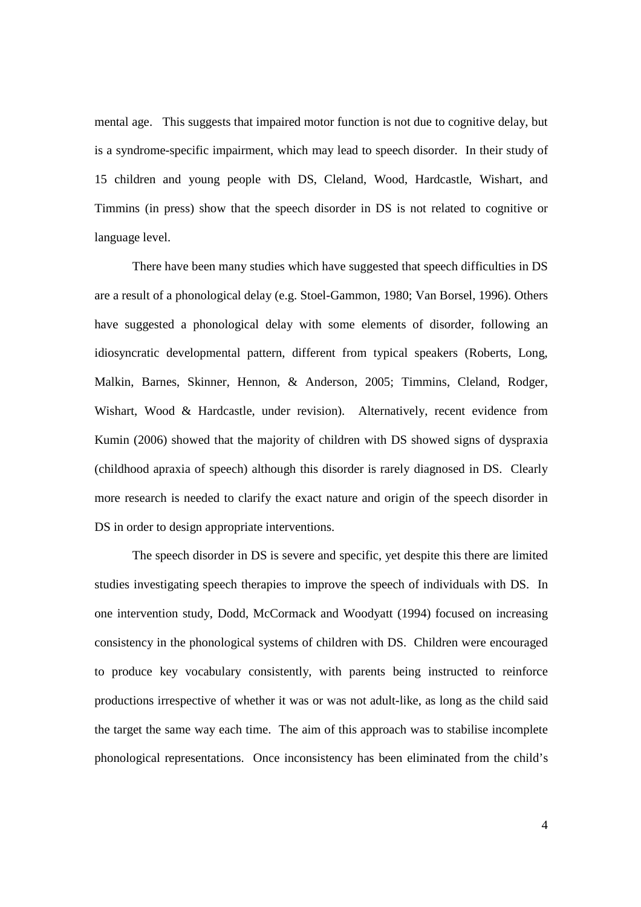mental age. This suggests that impaired motor function is not due to cognitive delay, but is a syndrome-specific impairment, which may lead to speech disorder. In their study of 15 children and young people with DS, Cleland, Wood, Hardcastle, Wishart, and Timmins (in press) show that the speech disorder in DS is not related to cognitive or language level.

There have been many studies which have suggested that speech difficulties in DS are a result of a phonological delay (e.g. Stoel-Gammon, 1980; Van Borsel, 1996). Others have suggested a phonological delay with some elements of disorder, following an idiosyncratic developmental pattern, different from typical speakers (Roberts, Long, Malkin, Barnes, Skinner, Hennon, & Anderson, 2005; Timmins, Cleland, Rodger, Wishart, Wood & Hardcastle, under revision). Alternatively, recent evidence from Kumin (2006) showed that the majority of children with DS showed signs of dyspraxia (childhood apraxia of speech) although this disorder is rarely diagnosed in DS. Clearly more research is needed to clarify the exact nature and origin of the speech disorder in DS in order to design appropriate interventions.

The speech disorder in DS is severe and specific, yet despite this there are limited studies investigating speech therapies to improve the speech of individuals with DS. In one intervention study, Dodd, McCormack and Woodyatt (1994) focused on increasing consistency in the phonological systems of children with DS. Children were encouraged to produce key vocabulary consistently, with parents being instructed to reinforce productions irrespective of whether it was or was not adult-like, as long as the child said the target the same way each time. The aim of this approach was to stabilise incomplete phonological representations. Once inconsistency has been eliminated from the child's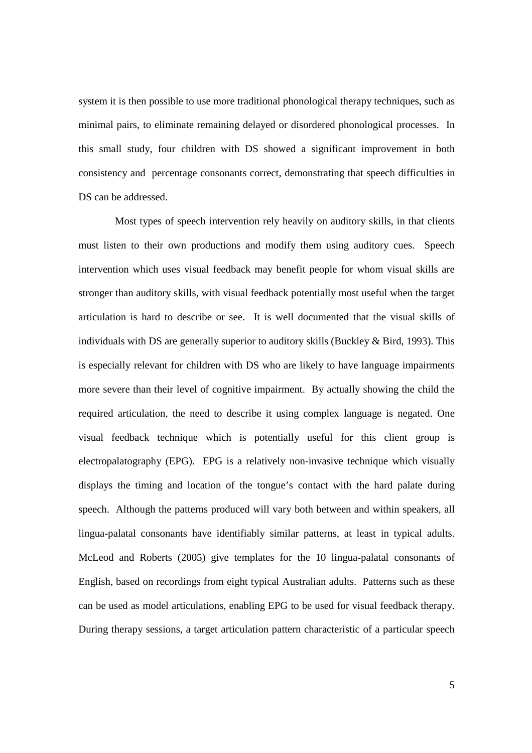system it is then possible to use more traditional phonological therapy techniques, such as minimal pairs, to eliminate remaining delayed or disordered phonological processes. In this small study, four children with DS showed a significant improvement in both consistency and percentage consonants correct, demonstrating that speech difficulties in DS can be addressed.

Most types of speech intervention rely heavily on auditory skills, in that clients must listen to their own productions and modify them using auditory cues. Speech intervention which uses visual feedback may benefit people for whom visual skills are stronger than auditory skills, with visual feedback potentially most useful when the target articulation is hard to describe or see. It is well documented that the visual skills of individuals with DS are generally superior to auditory skills (Buckley & Bird, 1993). This is especially relevant for children with DS who are likely to have language impairments more severe than their level of cognitive impairment. By actually showing the child the required articulation, the need to describe it using complex language is negated. One visual feedback technique which is potentially useful for this client group is electropalatography (EPG). EPG is a relatively non-invasive technique which visually displays the timing and location of the tongue's contact with the hard palate during speech. Although the patterns produced will vary both between and within speakers, all lingua-palatal consonants have identifiably similar patterns, at least in typical adults. McLeod and Roberts (2005) give templates for the 10 lingua-palatal consonants of English, based on recordings from eight typical Australian adults. Patterns such as these can be used as model articulations, enabling EPG to be used for visual feedback therapy. During therapy sessions, a target articulation pattern characteristic of a particular speech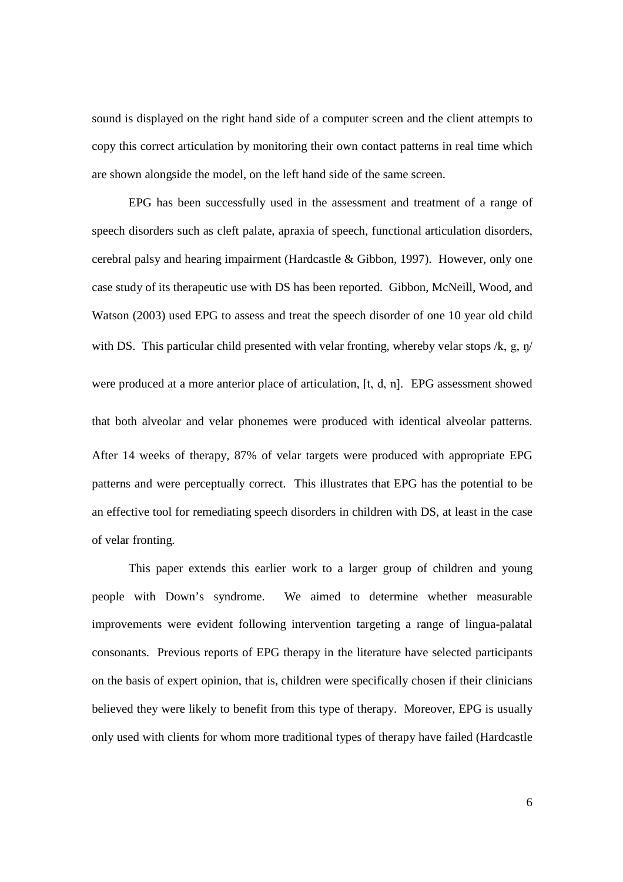sound is displayed on the right hand side of a computer screen and the client attempts to copy this correct articulation by monitoring their own contact patterns in real time which are shown alongside the model, on the left hand side of the same screen.

EPG has been successfully used in the assessment and treatment of a range of speech disorders such as cleft palate, apraxia of speech, functional articulation disorders, cerebral palsy and hearing impairment (Hardcastle & Gibbon, 1997). However, only one case study of its therapeutic use with DS has been reported. Gibbon, McNeill, Wood, and Watson (2003) used EPG to assess and treat the speech disorder of one 10 year old child with DS. This particular child presented with velar fronting, whereby velar stops /k, g, ŋ/ were produced at a more anterior place of articulation, [t, d, n]. EPG assessment showed that both alveolar and velar phonemes were produced with identical alveolar patterns. After 14 weeks of therapy, 87% of velar targets were produced with appropriate EPG patterns and were perceptually correct. This illustrates that EPG has the potential to be an effective tool for remediating speech disorders in children with DS, at least in the case of velar fronting.

This paper extends this earlier work to a larger group of children and young people with Down's syndrome. We aimed to determine whether measurable improvements were evident following intervention targeting a range of lingua-palatal consonants. Previous reports of EPG therapy in the literature have selected participants on the basis of expert opinion, that is, children were specifically chosen if their clinicians believed they were likely to benefit from this type of therapy. Moreover, EPG is usually only used with clients for whom more traditional types of therapy have failed (Hardcastle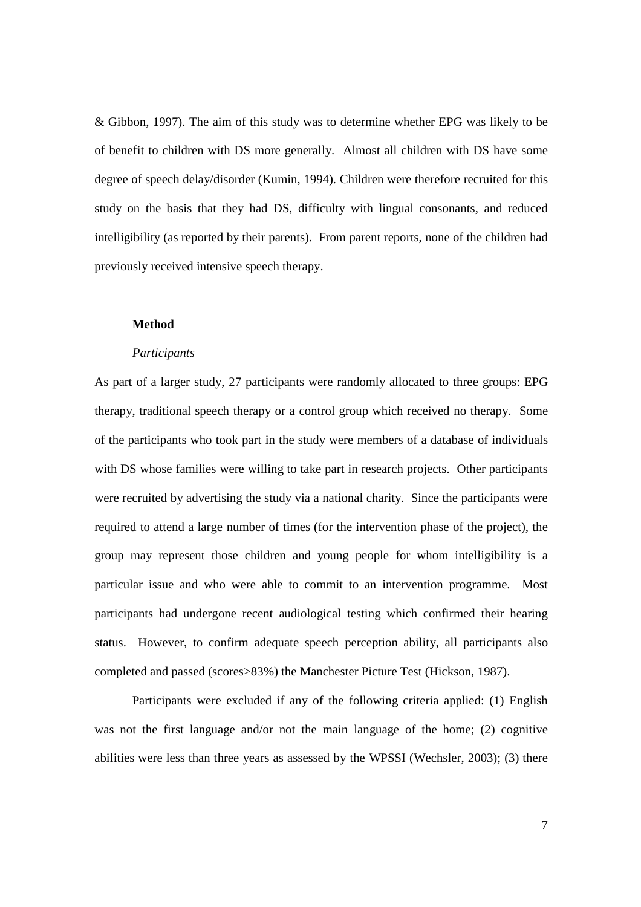& Gibbon, 1997). The aim of this study was to determine whether EPG was likely to be of benefit to children with DS more generally. Almost all children with DS have some degree of speech delay/disorder (Kumin, 1994). Children were therefore recruited for this study on the basis that they had DS, difficulty with lingual consonants, and reduced intelligibility (as reported by their parents). From parent reports, none of the children had previously received intensive speech therapy.

## Method

### *Participants*

As part of a larger study, 27 participants were randomly allocated to three groups: EPG therapy, traditional speech therapy or a control group which received no therapy. Some of the participants who took part in the study were members of a database of individuals with DS whose families were willing to take part in research projects. Other participants were recruited by advertising the study via a national charity. Since the participants were required to attend a large number of times (for the intervention phase of the project), the group may represent those children and young people for whom intelligibility is a particular issue and who were able to commit to an intervention programme. Most participants had undergone recent audiological testing which confirmed their hearing status. However, to confirm adequate speech perception ability, all participants also completed and passed (scores>83%) the Manchester Picture Test (Hickson, 1987).

Participants were excluded if any of the following criteria applied: (1) English was not the first language and/or not the main language of the home; (2) cognitive abilities were less than three years as assessed by the WPSSI (Wechsler, 2003); (3) there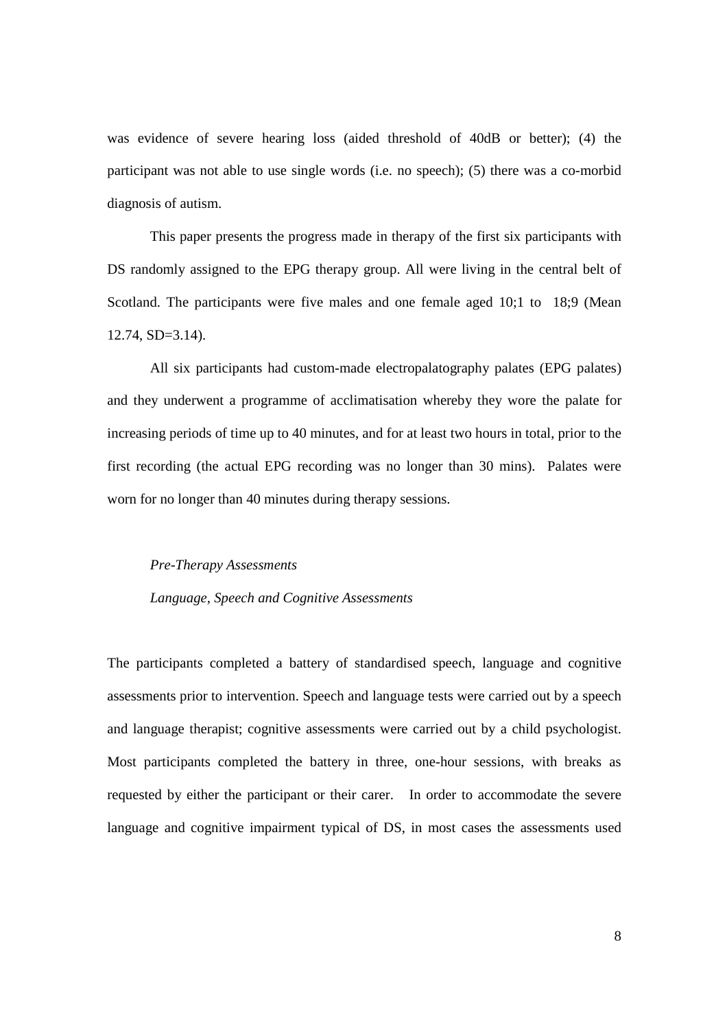was evidence of severe hearing loss (aided threshold of 40dB or better); (4) the participant was not able to use single words (i.e. no speech); (5) there was a co-morbid diagnosis of autism.

This paper presents the progress made in therapy of the first six participants with DS randomly assigned to the EPG therapy group. All were living in the central belt of Scotland. The participants were five males and one female aged 10;1 to 18;9 (Mean 12.74, SD=3.14).

All six participants had custom-made electropalatography palates (EPG palates) and they underwent a programme of acclimatisation whereby they wore the palate for increasing periods of time up to 40 minutes, and for at least two hours in total, prior to the first recording (the actual EPG recording was no longer than 30 mins). Palates were worn for no longer than 40 minutes during therapy sessions.

*Pre-Therapy Assessments*

*Language, Speech and Cognitive Assessments*

The participants completed a battery of standardised speech, language and cognitive assessments prior to intervention. Speech and language tests were carried out by a speech and language therapist; cognitive assessments were carried out by a child psychologist. Most participants completed the battery in three, one-hour sessions, with breaks as requested by either the participant or their carer. In order to accommodate the severe language and cognitive impairment typical of DS, in most cases the assessments used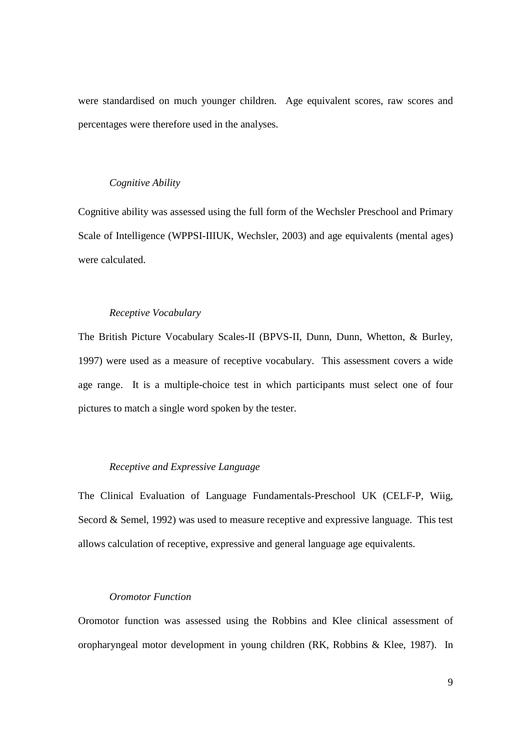were standardised on much younger children. Age equivalent scores, raw scores and percentages were therefore used in the analyses.

*Cognitive Ability*

Cognitive ability was assessed using the full form of the Wechsler Preschool and Primary Scale of Intelligence (WPPSI-IIIUK, Wechsler, 2003) and age equivalents (mental ages) were calculated.

*Receptive Vocabulary*

The British Picture Vocabulary Scales-II (BPVS-II, Dunn, Dunn, Whetton, & Burley, 1997) were used as a measure of receptive vocabulary. This assessment covers a wide age range. It is a multiple-choice test in which participants must select one of four pictures to match a single word spoken by the tester.

*Receptive and Expressive Language*

The Clinical Evaluation of Language Fundamentals-Preschool UK (CELF-P, Wiig, Secord & Semel, 1992) was used to measure receptive and expressive language. This test allows calculation of receptive, expressive and general language age equivalents.

*Oromotor Function*

Oromotor function was assessed using the Robbins and Klee clinical assessment of oropharyngeal motor development in young children (RK, Robbins & Klee, 1987). In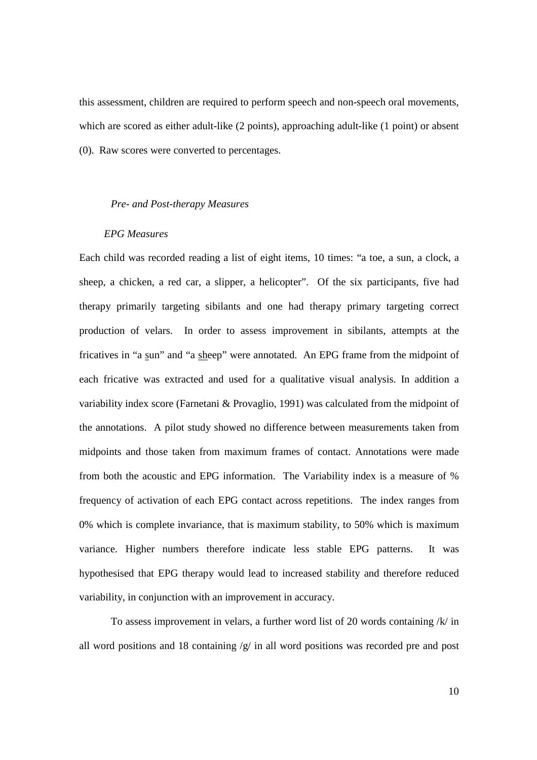this assessment, children are required to perform speech and non-speech oral movements, which are scored as either adult-like (2 points), approaching adult-like (1 point) or absent (0). Raw scores were converted to percentages.

### *Pre- and Post-therapy Measures*

#### *EPG Measures*

Each child was recorded reading a list of eight items, 10 times: "a toe, a sun, a clock, a sheep, a chicken, a red car, a slipper, a helicopter". Of the six participants, five had therapy primarily targeting sibilants and one had therapy primary targeting correct production of velars. In order to assess improvement in sibilants, attempts at the fricatives in "a <u>s</u>un" and "a <u>sh</u>eep" were annotated. An EPG frame from the midpoint of each fricative was extracted and used for a qualitative visual analysis. In addition a variability index score (Farnetani & Provaglio, 1991) was calculated from the midpoint of the annotations. A pilot study showed no difference between measurements taken from midpoints and those taken from maximum frames of contact. Annotations were made from both the acoustic and EPG information. The Variability index is a measure of % frequency of activation of each EPG contact across repetitions. The index ranges from 0% which is complete invariance, that is maximum stability, to 50% which is maximum variance. Higher numbers therefore indicate less stable EPG patterns. It was hypothesised that EPG therapy would lead to increased stability and therefore reduced variability, in conjunction with an improvement in accuracy.

To assess improvement in velars, a further word list of 20 words containing /k/ in all word positions and 18 containing /g/ in all word positions was recorded pre and post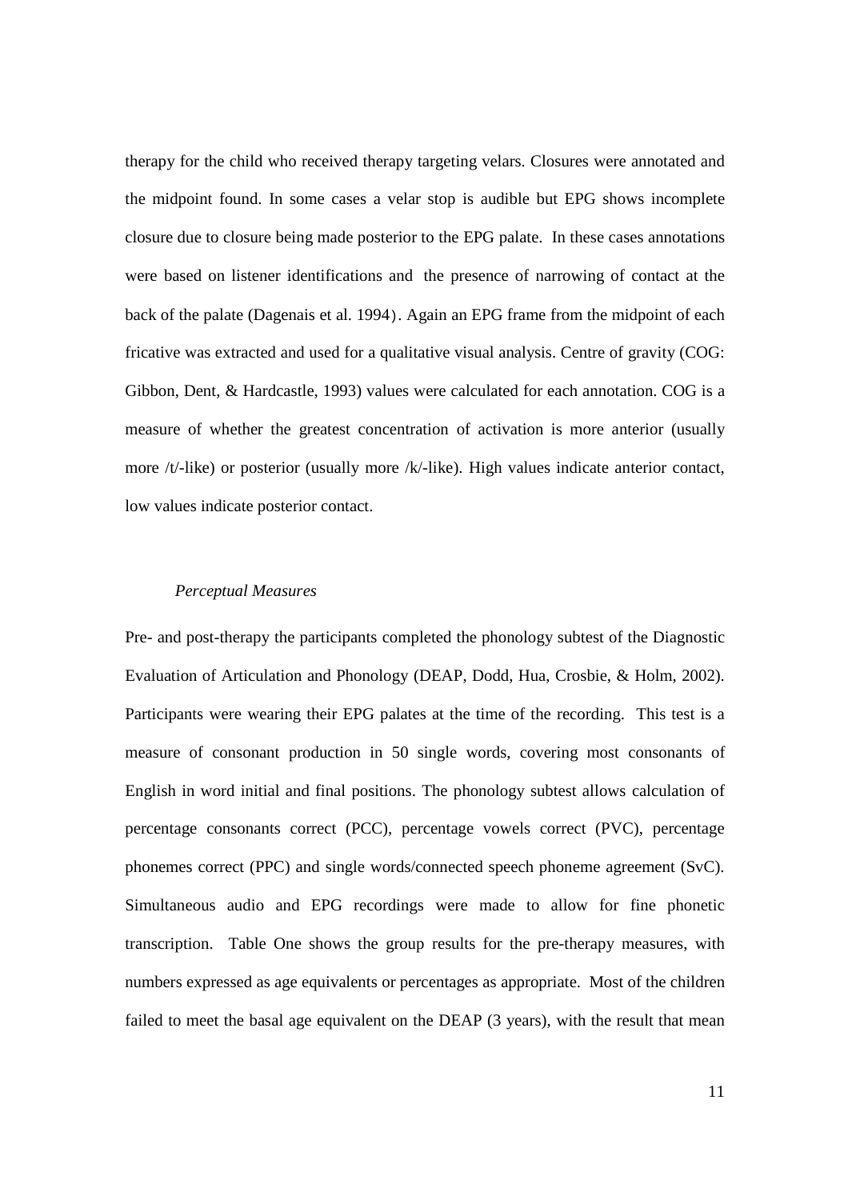therapy for the child who received therapy targeting velars. Closures were annotated and the midpoint found. In some cases a velar stop is audible but EPG shows incomplete closure due to closure being made posterior to the EPG palate. In these cases annotations were based on listener identifications and the presence of narrowing of contact at the back of the palate (Dagenais et al. 1994). Again an EPG frame from the midpoint of each fricative was extracted and used for a qualitative visual analysis. Centre of gravity (COG: Gibbon, Dent, & Hardcastle, 1993) values were calculated for each annotation. COG is a measure of whether the greatest concentration of activation is more anterior (usually more /t/-like) or posterior (usually more /k/-like). High values indicate anterior contact, low values indicate posterior contact.

### *Perceptual Measures*

Pre- and post-therapy the participants completed the phonology subtest of the Diagnostic Evaluation of Articulation and Phonology (DEAP, Dodd, Hua, Crosbie, & Holm, 2002). Participants were wearing their EPG palates at the time of the recording. This test is a measure of consonant production in 50 single words, covering most consonants of English in word initial and final positions. The phonology subtest allows calculation of percentage consonants correct (PCC), percentage vowels correct (PVC), percentage phonemes correct (PPC) and single words/connected speech phoneme agreement (SvC). Simultaneous audio and EPG recordings were made to allow for fine phonetic transcription. Table One shows the group results for the pre-therapy measures, with numbers expressed as age equivalents or percentages as appropriate. Most of the children failed to meet the basal age equivalent on the DEAP (3 years), with the result that mean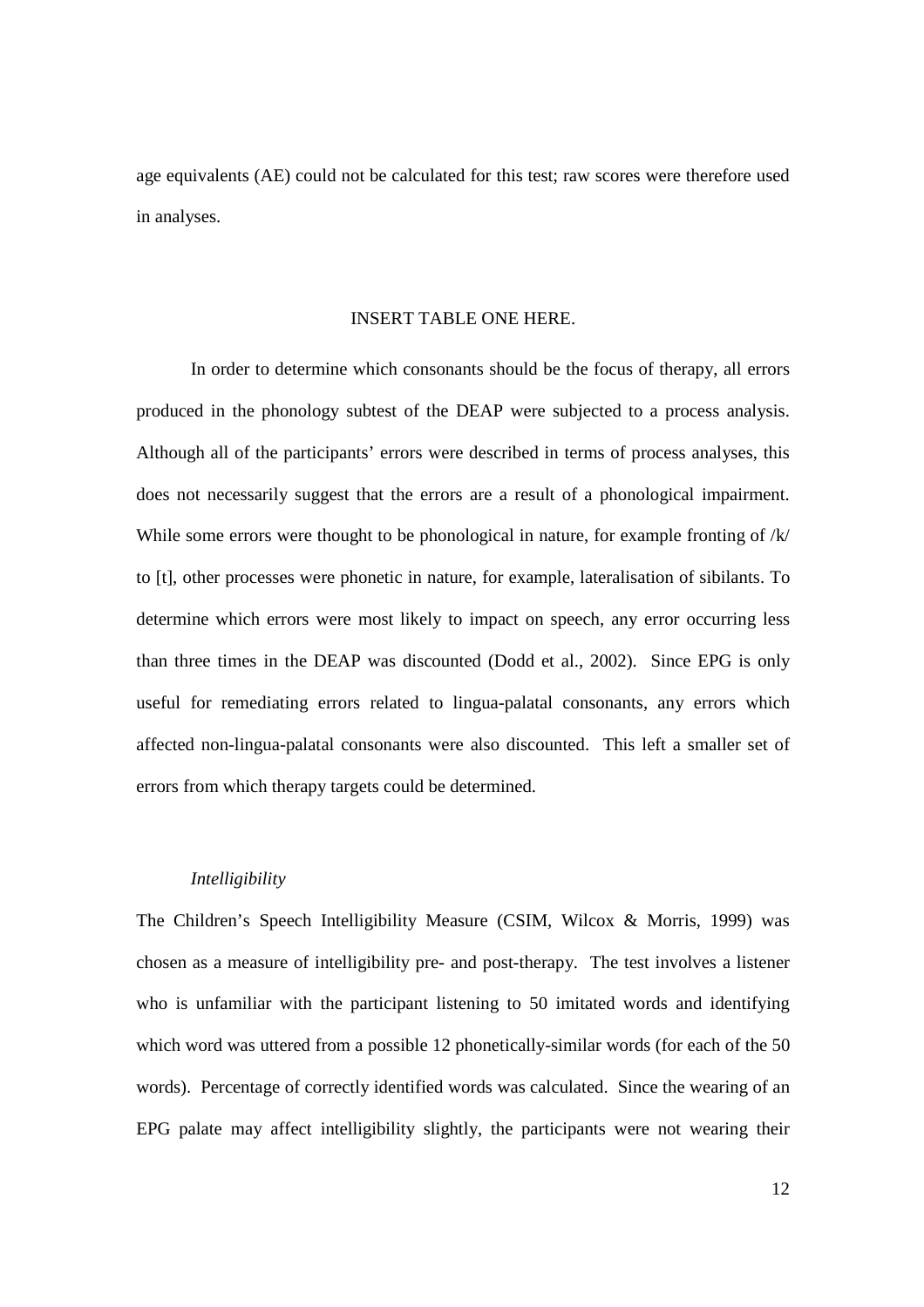age equivalents (AE) could not be calculated for this test; raw scores were therefore used in analyses.

INSERT TABLE ONE HERE.

In order to determine which consonants should be the focus of therapy, all errors produced in the phonology subtest of the DEAP were subjected to a process analysis. Although all of the participants' errors were described in terms of process analyses, this does not necessarily suggest that the errors are a result of a phonological impairment. While some errors were thought to be phonological in nature, for example fronting of /k/ to [t], other processes were phonetic in nature, for example, lateralisation of sibilants. To determine which errors were most likely to impact on speech, any error occurring less than three times in the DEAP was discounted (Dodd et al., 2002). Since EPG is only useful for remediating errors related to lingua-palatal consonants, any errors which affected non-lingua-palatal consonants were also discounted. This left a smaller set of errors from which therapy targets could be determined.

*Intelligibility*

The Children's Speech Intelligibility Measure (CSIM, Wilcox & Morris, 1999) was chosen as a measure of intelligibility pre- and post-therapy. The test involves a listener who is unfamiliar with the participant listening to 50 imitated words and identifying which word was uttered from a possible 12 phonetically-similar words (for each of the 50 words). Percentage of correctly identified words was calculated. Since the wearing of an EPG palate may affect intelligibility slightly, the participants were not wearing their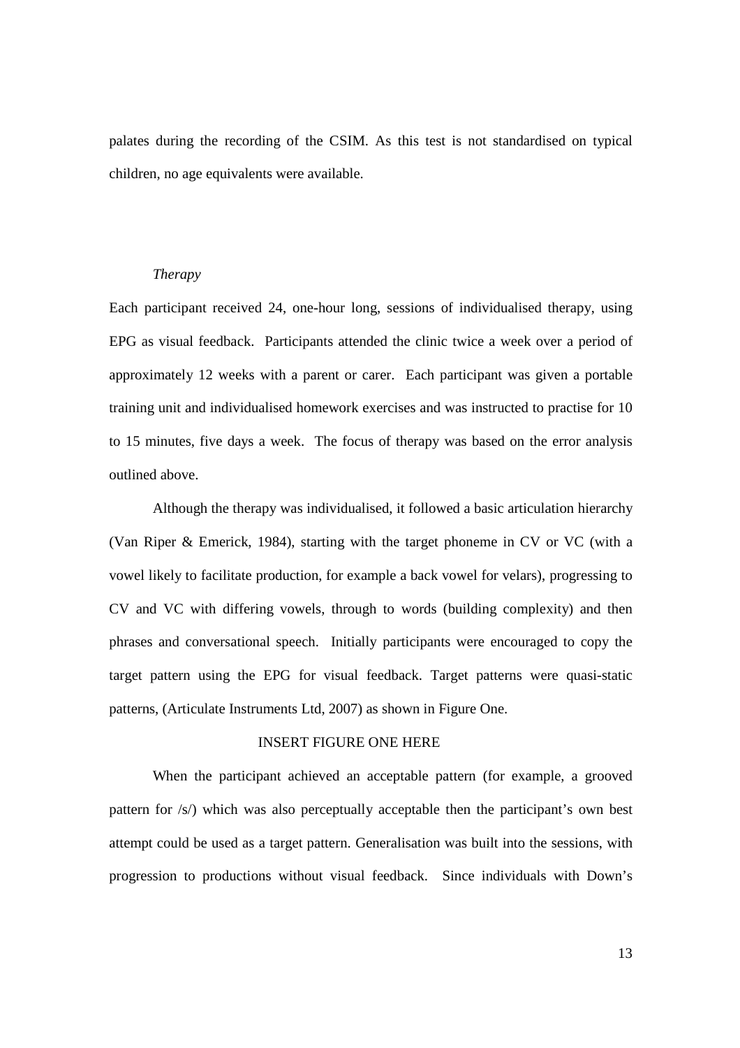palates during the recording of the CSIM. As this test is not standardised on typical children, no age equivalents were available.

*Therapy*

Each participant received 24, one-hour long, sessions of individualised therapy, using EPG as visual feedback. Participants attended the clinic twice a week over a period of approximately 12 weeks with a parent or carer. Each participant was given a portable training unit and individualised homework exercises and was instructed to practise for 10 to 15 minutes, five days a week. The focus of therapy was based on the error analysis outlined above.

Although the therapy was individualised, it followed a basic articulation hierarchy (Van Riper & Emerick, 1984), starting with the target phoneme in CV or VC (with a vowel likely to facilitate production, for example a back vowel for velars), progressing to CV and VC with differing vowels, through to words (building complexity) and then phrases and conversational speech. Initially participants were encouraged to copy the target pattern using the EPG for visual feedback. Target patterns were quasi-static patterns, (Articulate Instruments Ltd, 2007) as shown in Figure One.

INSERT FIGURE ONE HERE

When the participant achieved an acceptable pattern (for example, a grooved pattern for /s/) which was also perceptually acceptable then the participant's own best attempt could be used as a target pattern. Generalisation was built into the sessions, with progression to productions without visual feedback. Since individuals with Down's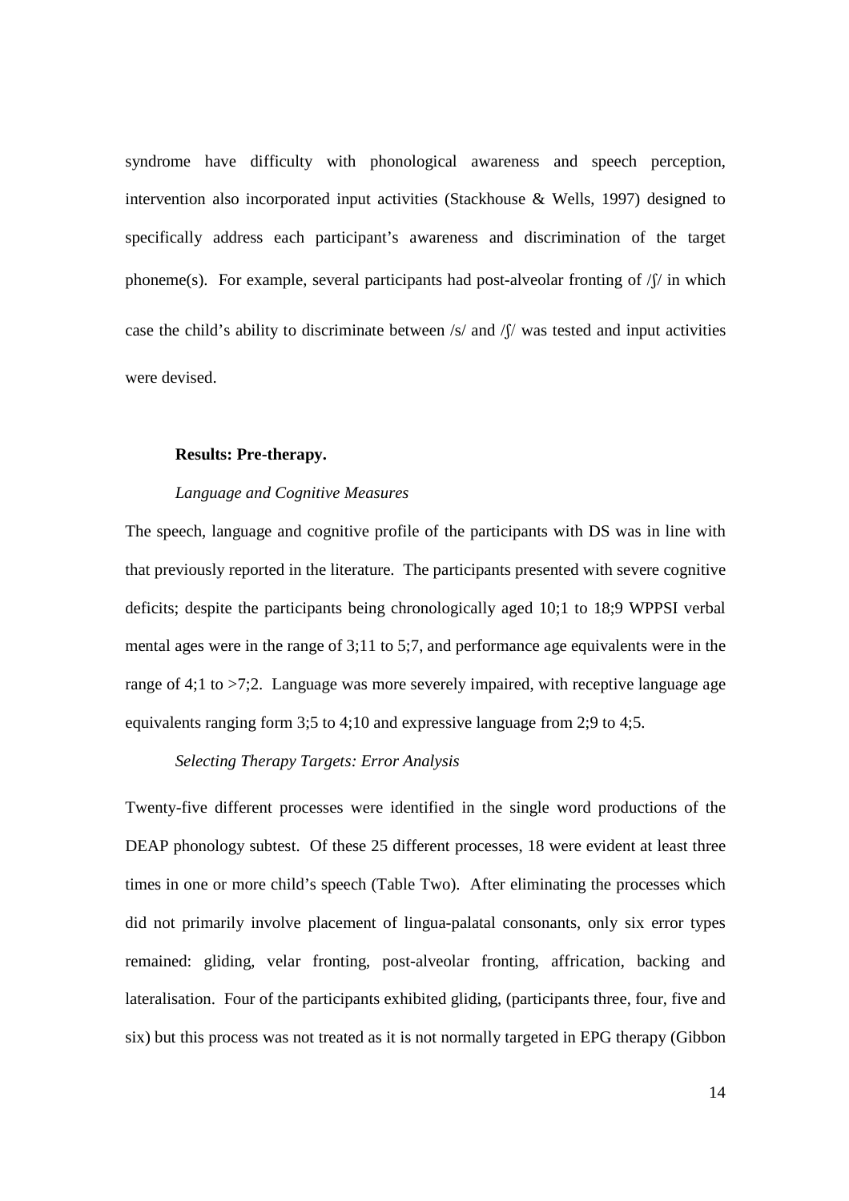syndrome have difficulty with phonological awareness and speech perception, intervention also incorporated input activities (Stackhouse & Wells, 1997) designed to specifically address each participant's awareness and discrimination of the target phoneme(s). For example, several participants had post-alveolar fronting of /ʃ/ in which case the child's ability to discriminate between /s/ and /ʃ/ was tested and input activities were devised.

**Results: Pre-therapy.**

*Language and Cognitive Measures*

The speech, language and cognitive profile of the participants with DS was in line with that previously reported in the literature. The participants presented with severe cognitive deficits; despite the participants being chronologically aged 10;1 to 18;9 WPPSI verbal mental ages were in the range of 3;11 to 5;7, and performance age equivalents were in the range of 4;1 to >7;2. Language was more severely impaired, with receptive language age equivalents ranging form 3;5 to 4;10 and expressive language from 2;9 to 4;5.

*Selecting Therapy Targets: Error Analysis*

Twenty-five different processes were identified in the single word productions of the DEAP phonology subtest. Of these 25 different processes, 18 were evident at least three times in one or more child's speech (Table Two). After eliminating the processes which did not primarily involve placement of lingua-palatal consonants, only six error types remained: gliding, velar fronting, post-alveolar fronting, affrication, backing and lateralisation. Four of the participants exhibited gliding, (participants three, four, five and six) but this process was not treated as it is not normally targeted in EPG therapy (Gibbon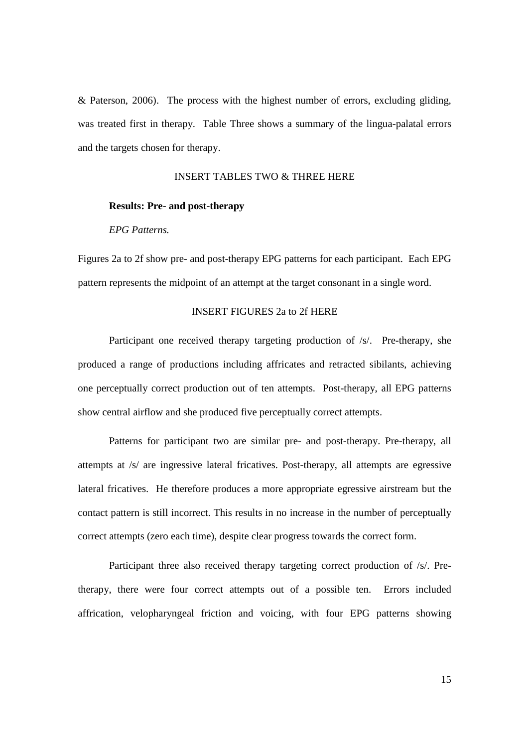& Paterson, 2006). The process with the highest number of errors, excluding gliding, was treated first in therapy. Table Three shows a summary of the lingua-palatal errors and the targets chosen for therapy.

INSERT TABLES TWO & THREE HERE

**Results: Pre- and post-therapy**

*EPG Patterns.*

Figures 2a to 2f show pre- and post-therapy EPG patterns for each participant. Each EPG pattern represents the midpoint of an attempt at the target consonant in a single word.

INSERT FIGURES 2a to 2f HERE

Participant one received therapy targeting production of /s/. Pre-therapy, she produced a range of productions including affricates and retracted sibilants, achieving one perceptually correct production out of ten attempts. Post-therapy, all EPG patterns show central airflow and she produced five perceptually correct attempts.

Patterns for participant two are similar pre- and post-therapy. Pre-therapy, all attempts at /s/ are ingressive lateral fricatives. Post-therapy, all attempts are egressive lateral fricatives. He therefore produces a more appropriate egressive airstream but the contact pattern is still incorrect. This results in no increase in the number of perceptually correct attempts (zero each time), despite clear progress towards the correct form.

Participant three also received therapy targeting correct production of /s/. Pre-therapy, there were four correct attempts out of a possible ten. Errors included affrication, velopharyngeal friction and voicing, with four EPG patterns showing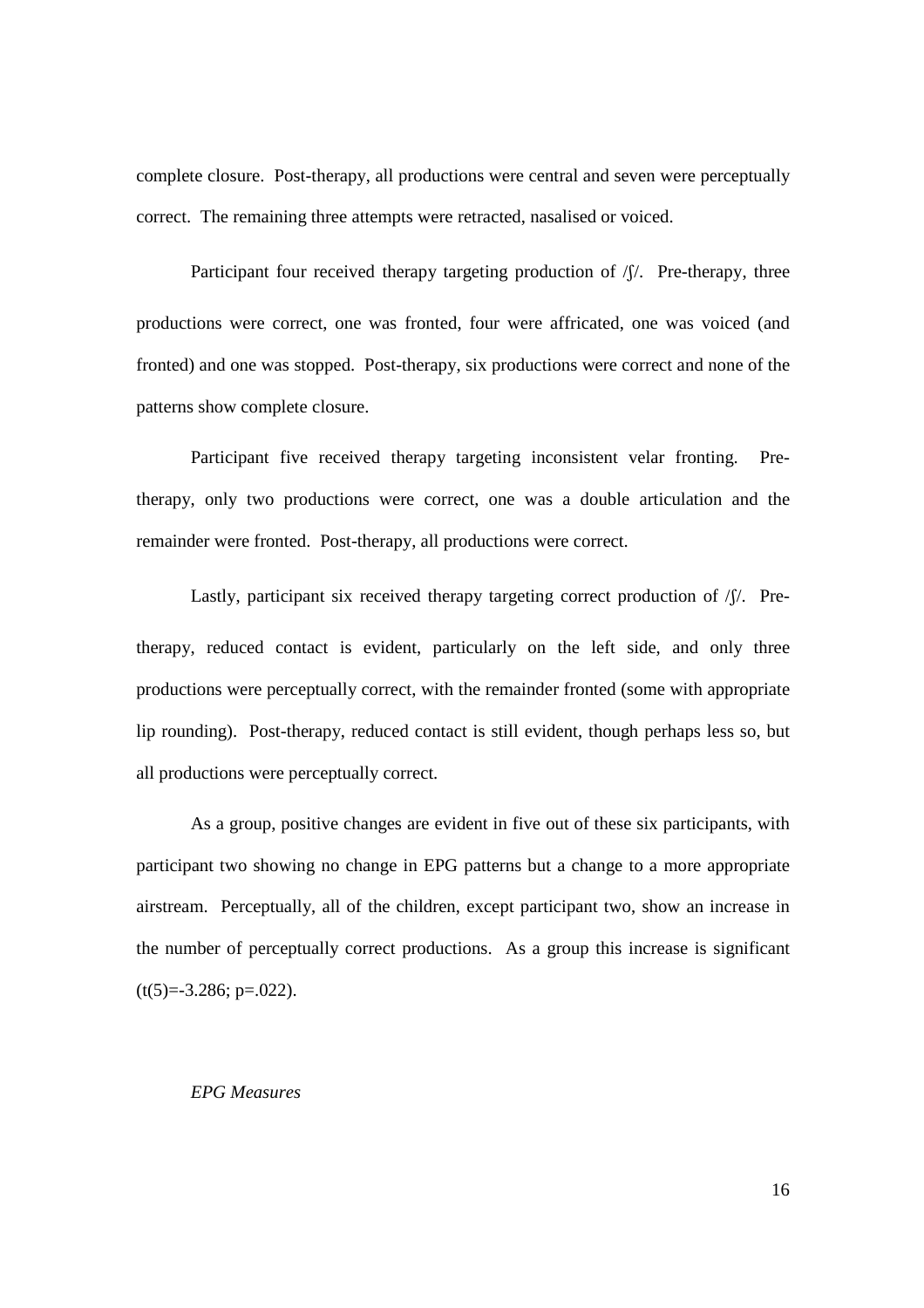complete closure. Post-therapy, all productions were central and seven were perceptually correct. The remaining three attempts were retracted, nasalised or voiced.

Participant four received therapy targeting production of /ʃ/. Pre-therapy, three productions were correct, one was fronted, four were affricated, one was voiced (and fronted) and one was stopped. Post-therapy, six productions were correct and none of the patterns show complete closure.

Participant five received therapy targeting inconsistent velar fronting. Pre-therapy, only two productions were correct, one was a double articulation and the remainder were fronted. Post-therapy, all productions were correct.

Lastly, participant six received therapy targeting correct production of /ʃ/. Pre-therapy, reduced contact is evident, particularly on the left side, and only three productions were perceptually correct, with the remainder fronted (some with appropriate lip rounding). Post-therapy, reduced contact is still evident, though perhaps less so, but all productions were perceptually correct.

As a group, positive changes are evident in five out of these six participants, with participant two showing no change in EPG patterns but a change to a more appropriate airstream. Perceptually, all of the children, except participant two, show an increase in the number of perceptually correct productions. As a group this increase is significant ($t(5)=-3.286$; $p=.022$).

*EPG Measures*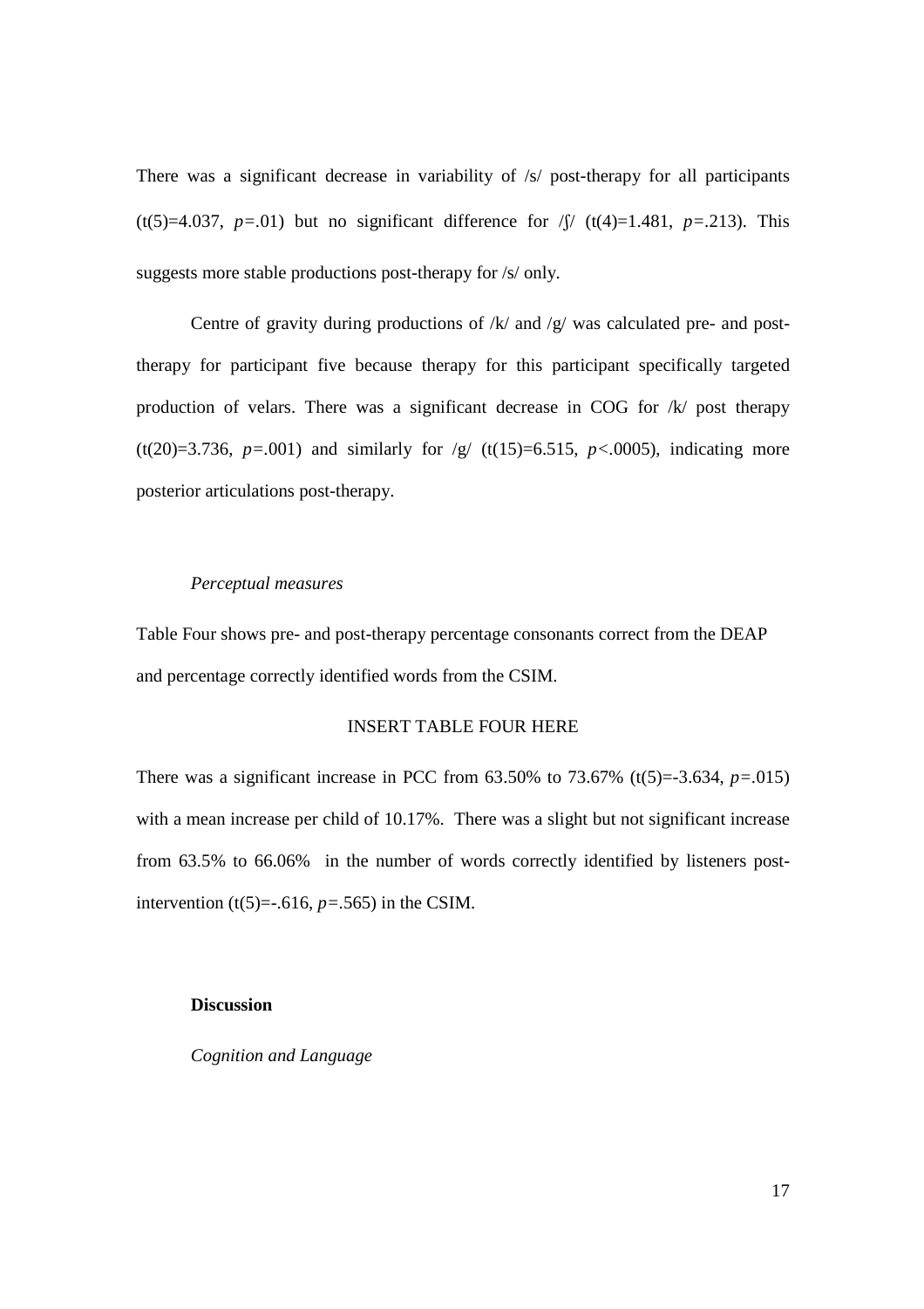There was a significant decrease in variability of /s/ post-therapy for all participants ($t(5)=4.037$, $p=.01$) but no significant difference for /ʃ/ ($t(4)=1.481$, $p=.213$). This suggests more stable productions post-therapy for /s/ only.

Centre of gravity during productions of /k/ and /g/ was calculated pre- and post-therapy for participant five because therapy for this participant specifically targeted production of velars. There was a significant decrease in COG for /k/ post therapy ($t(20)=3.736$, $p=.001$) and similarly for /g/ ($t(15)=6.515$, $p<.0005$), indicating more posterior articulations post-therapy.

*Perceptual measures*

Table Four shows pre- and post-therapy percentage consonants correct from the DEAP and percentage correctly identified words from the CSIM.

INSERT TABLE FOUR HERE

There was a significant increase in PCC from 63.50% to 73.67% ($t(5)=-3.634$, $p=.015$) with a mean increase per child of 10.17%. There was a slight but not significant increase from 63.5% to 66.06% in the number of words correctly identified by listeners post-intervention ($t(5)=-.616$, $p=.565$) in the CSIM.

## Discussion

*Cognition and Language*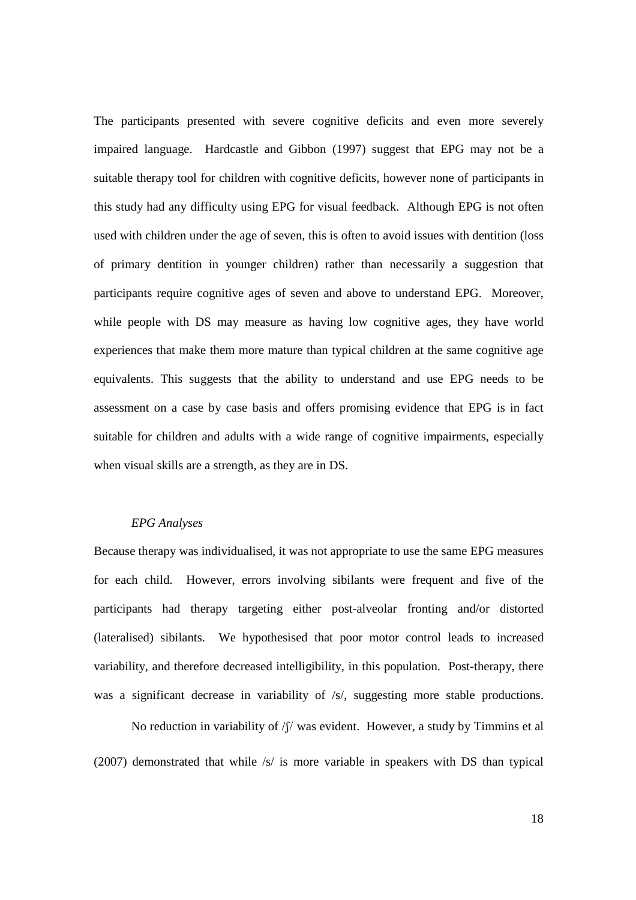The participants presented with severe cognitive deficits and even more severely impaired language. Hardcastle and Gibbon (1997) suggest that EPG may not be a suitable therapy tool for children with cognitive deficits, however none of participants in this study had any difficulty using EPG for visual feedback. Although EPG is not often used with children under the age of seven, this is often to avoid issues with dentition (loss of primary dentition in younger children) rather than necessarily a suggestion that participants require cognitive ages of seven and above to understand EPG. Moreover, while people with DS may measure as having low cognitive ages, they have world experiences that make them more mature than typical children at the same cognitive age equivalents. This suggests that the ability to understand and use EPG needs to be assessment on a case by case basis and offers promising evidence that EPG is in fact suitable for children and adults with a wide range of cognitive impairments, especially when visual skills are a strength, as they are in DS.

*EPG Analyses*

Because therapy was individualised, it was not appropriate to use the same EPG measures for each child. However, errors involving sibilants were frequent and five of the participants had therapy targeting either post-alveolar fronting and/or distorted (lateralised) sibilants. We hypothesised that poor motor control leads to increased variability, and therefore decreased intelligibility, in this population. Post-therapy, there was a significant decrease in variability of /s/, suggesting more stable productions.

No reduction in variability of /ʃ/ was evident. However, a study by Timmins et al (2007) demonstrated that while /s/ is more variable in speakers with DS than typical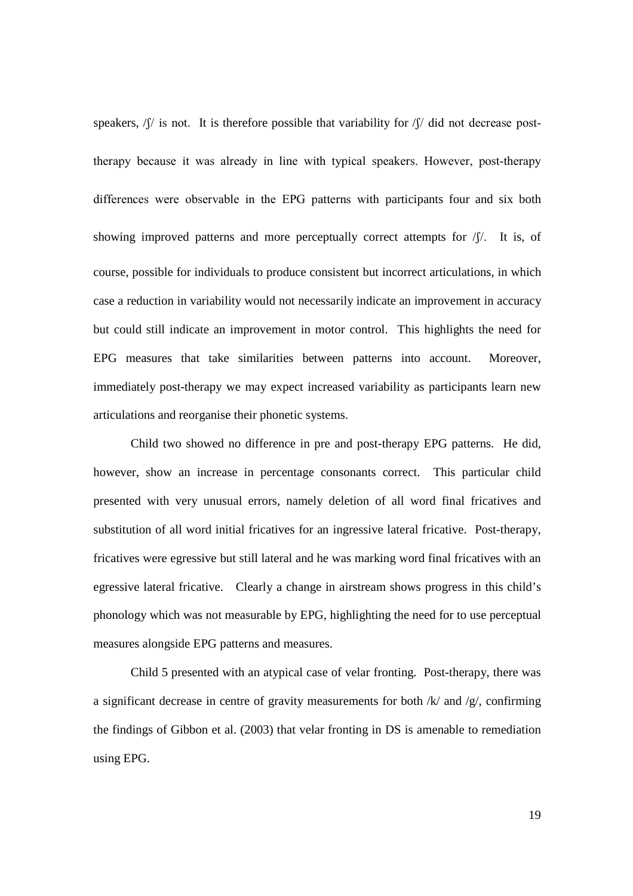speakers, /ʃ/ is not. It is therefore possible that variability for /ʃ/ did not decrease post-therapy because it was already in line with typical speakers. However, post-therapy differences were observable in the EPG patterns with participants four and six both showing improved patterns and more perceptually correct attempts for /ʃ/. It is, of course, possible for individuals to produce consistent but incorrect articulations, in which case a reduction in variability would not necessarily indicate an improvement in accuracy but could still indicate an improvement in motor control. This highlights the need for EPG measures that take similarities between patterns into account. Moreover, immediately post-therapy we may expect increased variability as participants learn new articulations and reorganise their phonetic systems.

Child two showed no difference in pre and post-therapy EPG patterns. He did, however, show an increase in percentage consonants correct. This particular child presented with very unusual errors, namely deletion of all word final fricatives and substitution of all word initial fricatives for an ingressive lateral fricative. Post-therapy, fricatives were egressive but still lateral and he was marking word final fricatives with an egressive lateral fricative. Clearly a change in airstream shows progress in this child's phonology which was not measurable by EPG, highlighting the need for to use perceptual measures alongside EPG patterns and measures.

Child 5 presented with an atypical case of velar fronting. Post-therapy, there was a significant decrease in centre of gravity measurements for both /k/ and /g/, confirming the findings of Gibbon et al. (2003) that velar fronting in DS is amenable to remediation using EPG.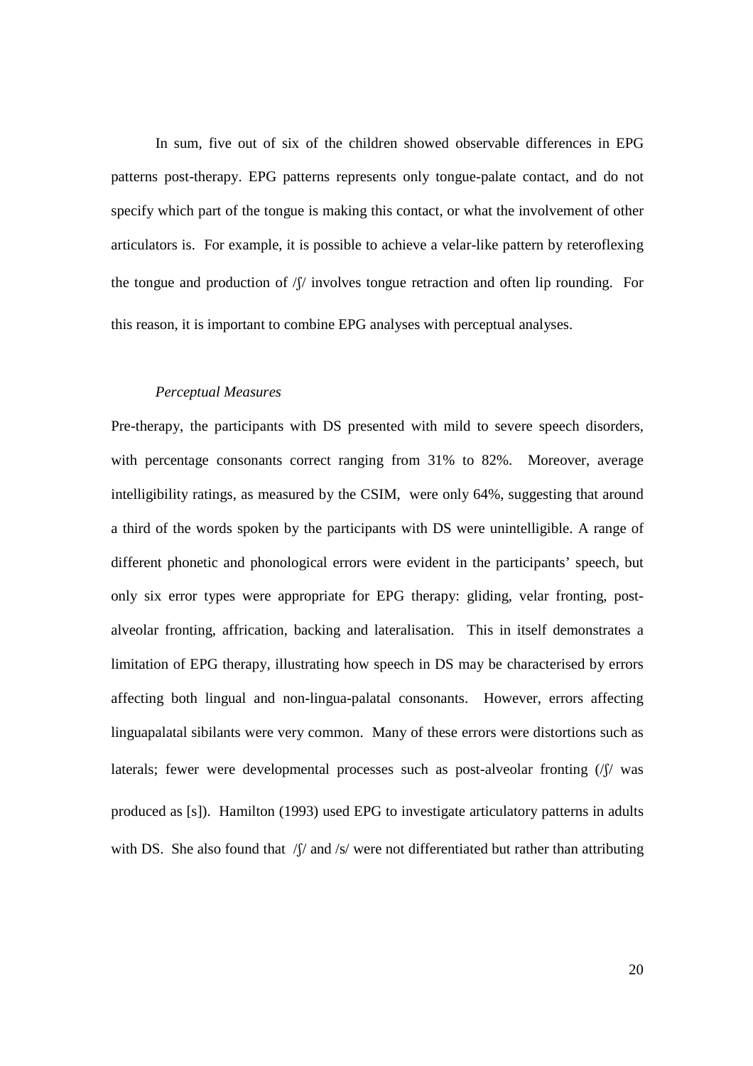In sum, five out of six of the children showed observable differences in EPG patterns post-therapy. EPG patterns represents only tongue-palate contact, and do not specify which part of the tongue is making this contact, or what the involvement of other articulators is. For example, it is possible to achieve a velar-like pattern by reteroflexing the tongue and production of /ʃ/ involves tongue retraction and often lip rounding. For this reason, it is important to combine EPG analyses with perceptual analyses.

*Perceptual Measures*

Pre-therapy, the participants with DS presented with mild to severe speech disorders, with percentage consonants correct ranging from 31% to 82%. Moreover, average intelligibility ratings, as measured by the CSIM, were only 64%, suggesting that around a third of the words spoken by the participants with DS were unintelligible. A range of different phonetic and phonological errors were evident in the participants' speech, but only six error types were appropriate for EPG therapy: gliding, velar fronting, post-alveolar fronting, affrication, backing and lateralisation. This in itself demonstrates a limitation of EPG therapy, illustrating how speech in DS may be characterised by errors affecting both lingual and non-lingua-palatal consonants. However, errors affecting linguapalatal sibilants were very common. Many of these errors were distortions such as laterals; fewer were developmental processes such as post-alveolar fronting (/ʃ/ was produced as [s]). Hamilton (1993) used EPG to investigate articulatory patterns in adults with DS. She also found that /ʃ/ and /s/ were not differentiated but rather than attributing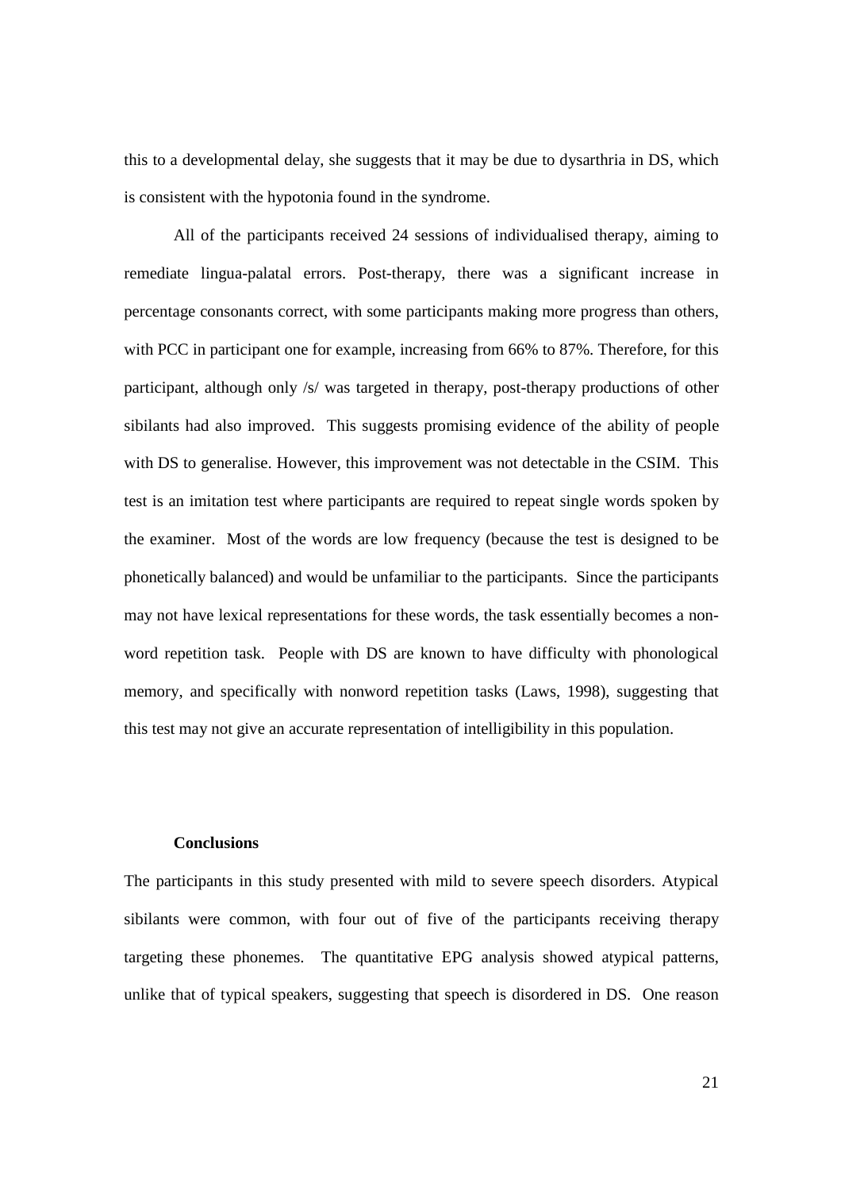this to a developmental delay, she suggests that it may be due to dysarthria in DS, which is consistent with the hypotonia found in the syndrome.

All of the participants received 24 sessions of individualised therapy, aiming to remediate lingua-palatal errors. Post-therapy, there was a significant increase in percentage consonants correct, with some participants making more progress than others, with PCC in participant one for example, increasing from 66% to 87%. Therefore, for this participant, although only /s/ was targeted in therapy, post-therapy productions of other sibilants had also improved. This suggests promising evidence of the ability of people with DS to generalise. However, this improvement was not detectable in the CSIM. This test is an imitation test where participants are required to repeat single words spoken by the examiner. Most of the words are low frequency (because the test is designed to be phonetically balanced) and would be unfamiliar to the participants. Since the participants may not have lexical representations for these words, the task essentially becomes a non-word repetition task. People with DS are known to have difficulty with phonological memory, and specifically with nonword repetition tasks (Laws, 1998), suggesting that this test may not give an accurate representation of intelligibility in this population.

## Conclusions

The participants in this study presented with mild to severe speech disorders. Atypical sibilants were common, with four out of five of the participants receiving therapy targeting these phonemes. The quantitative EPG analysis showed atypical patterns, unlike that of typical speakers, suggesting that speech is disordered in DS. One reason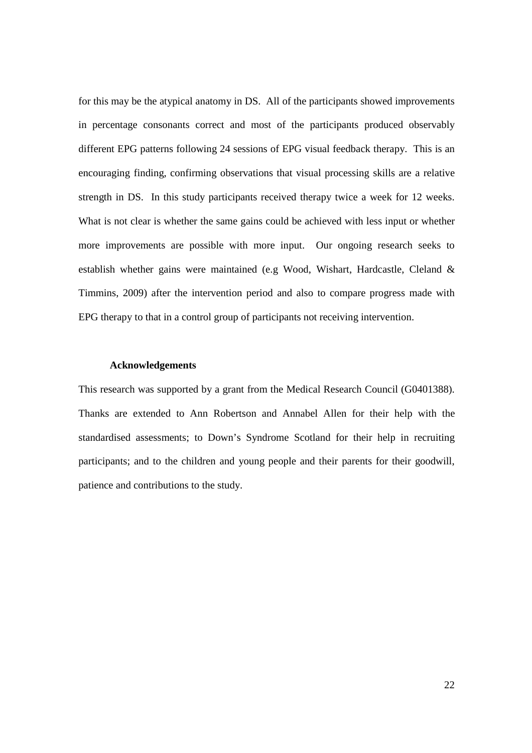for this may be the atypical anatomy in DS. All of the participants showed improvements in percentage consonants correct and most of the participants produced observably different EPG patterns following 24 sessions of EPG visual feedback therapy. This is an encouraging finding, confirming observations that visual processing skills are a relative strength in DS. In this study participants received therapy twice a week for 12 weeks. What is not clear is whether the same gains could be achieved with less input or whether more improvements are possible with more input. Our ongoing research seeks to establish whether gains were maintained (e.g Wood, Wishart, Hardcastle, Cleland & Timmins, 2009) after the intervention period and also to compare progress made with EPG therapy to that in a control group of participants not receiving intervention.

## Acknowledgements

This research was supported by a grant from the Medical Research Council (G0401388). Thanks are extended to Ann Robertson and Annabel Allen for their help with the standardised assessments; to Down's Syndrome Scotland for their help in recruiting participants; and to the children and young people and their parents for their goodwill, patience and contributions to the study.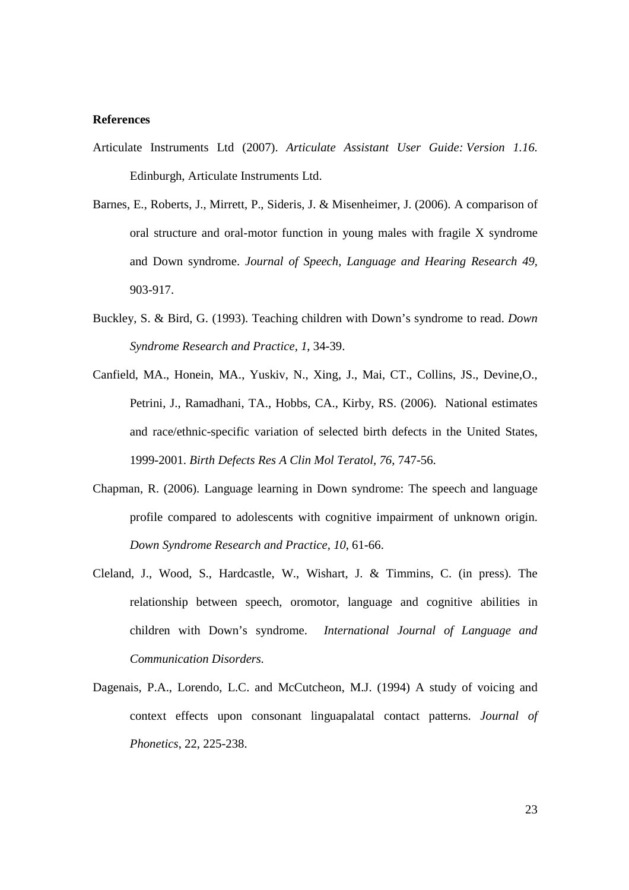**References**

Articulate Instruments Ltd (2007). *Articulate Assistant User Guide: Version 1.16.* Edinburgh, Articulate Instruments Ltd.

Barnes, E., Roberts, J., Mirrett, P., Sideris, J. & Misenheimer, J. (2006). A comparison of oral structure and oral-motor function in young males with fragile X syndrome and Down syndrome. *Journal of Speech, Language and Hearing Research 49*, 903-917.

Buckley, S. & Bird, G. (1993). Teaching children with Down's syndrome to read. *Down Syndrome Research and Practice, 1*, 34-39.

Canfield, MA., Honein, MA., Yuskiv, N., Xing, J., Mai, CT., Collins, JS., Devine,O., Petrini, J., Ramadhani, TA., Hobbs, CA., Kirby, RS. (2006). National estimates and race/ethnic-specific variation of selected birth defects in the United States, 1999-2001. *Birth Defects Res A Clin Mol Teratol, 76*, 747-56.

Chapman, R. (2006). Language learning in Down syndrome: The speech and language profile compared to adolescents with cognitive impairment of unknown origin. *Down Syndrome Research and Practice, 10*, 61-66.

Cleland, J., Wood, S., Hardcastle, W., Wishart, J. & Timmins, C. (in press). The relationship between speech, oromotor, language and cognitive abilities in children with Down's syndrome. *International Journal of Language and Communication Disorders.*

Dagenais, P.A., Lorendo, L.C. and McCutcheon, M.J. (1994) A study of voicing and context effects upon consonant linguapalatal contact patterns. *Journal of Phonetics*, 22, 225-238.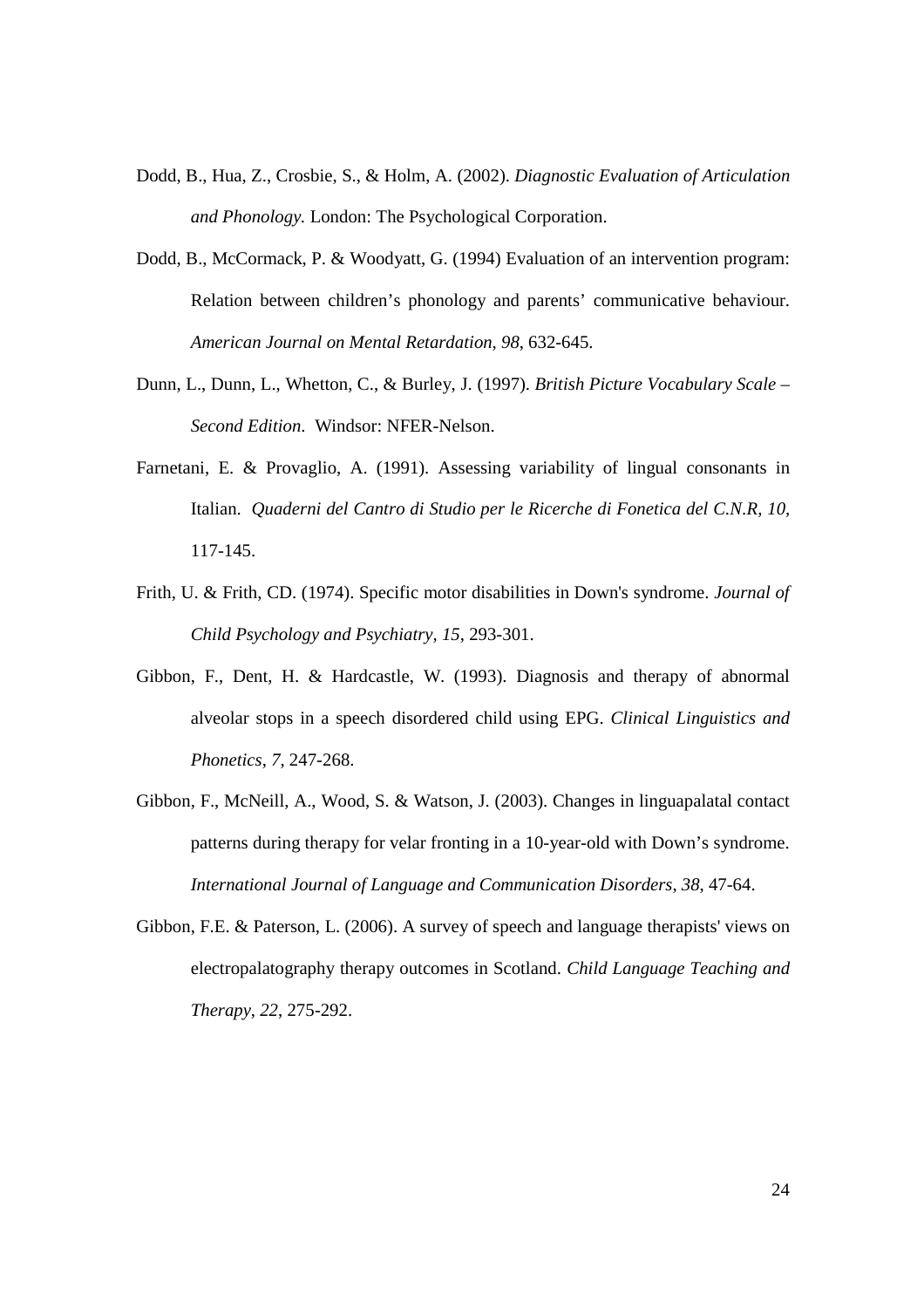Dodd, B., Hua, Z., Crosbie, S., & Holm, A. (2002). *Diagnostic Evaluation of Articulation and Phonology.* London: The Psychological Corporation.

Dodd, B., McCormack, P. & Woodyatt, G. (1994) Evaluation of an intervention program: Relation between children's phonology and parents' communicative behaviour. *American Journal on Mental Retardation*, *98*, 632-645.

Dunn, L., Dunn, L., Whetton, C., & Burley, J. (1997). *British Picture Vocabulary Scale – Second Edition*. Windsor: NFER-Nelson.

Farnetani, E. & Provaglio, A. (1991). Assessing variability of lingual consonants in Italian. *Quaderni del Cantro di Studio per le Ricerche di Fonetica del C.N.R, 10,* 117-145.

Frith, U. & Frith, CD. (1974). Specific motor disabilities in Down's syndrome. *Journal of Child Psychology and Psychiatry, 15*, 293-301.

Gibbon, F., Dent, H. & Hardcastle, W. (1993). Diagnosis and therapy of abnormal alveolar stops in a speech disordered child using EPG. *Clinical Linguistics and Phonetics*, *7*, 247-268.

Gibbon, F., McNeill, A., Wood, S. & Watson, J. (2003). Changes in linguapalatal contact patterns during therapy for velar fronting in a 10-year-old with Down's syndrome. *International Journal of Language and Communication Disorders*, *38*, 47-64.

Gibbon, F.E. & Paterson, L. (2006). A survey of speech and language therapists' views on electropalatography therapy outcomes in Scotland. *Child Language Teaching and Therapy*, *22*, 275-292.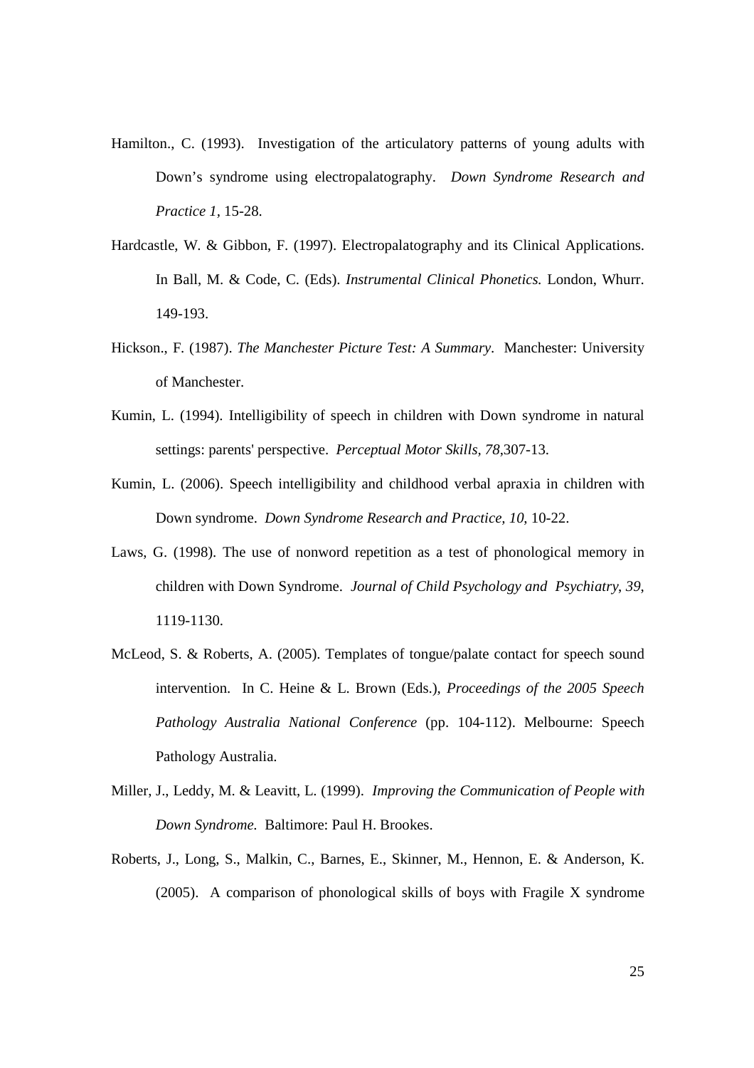Hamilton., C. (1993). Investigation of the articulatory patterns of young adults with Down's syndrome using electropalatography. *Down Syndrome Research and Practice 1*, 15-28.

Hardcastle, W. & Gibbon, F. (1997). Electropalatography and its Clinical Applications. In Ball, M. & Code, C. (Eds). *Instrumental Clinical Phonetics.* London, Whurr. 149-193.

Hickson., F. (1987). *The Manchester Picture Test: A Summary*. Manchester: University of Manchester.

Kumin, L. (1994). Intelligibility of speech in children with Down syndrome in natural settings: parents' perspective. *Perceptual Motor Skills, 78*,307-13.

Kumin, L. (2006). Speech intelligibility and childhood verbal apraxia in children with Down syndrome. *Down Syndrome Research and Practice, 10*, 10-22.

Laws, G. (1998). The use of nonword repetition as a test of phonological memory in children with Down Syndrome. *Journal of Child Psychology and Psychiatry, 39*, 1119-1130.

McLeod, S. & Roberts, A. (2005). Templates of tongue/palate contact for speech sound intervention. In C. Heine & L. Brown (Eds.), *Proceedings of the 2005 Speech Pathology Australia National Conference* (pp. 104-112). Melbourne: Speech Pathology Australia.

Miller, J., Leddy, M. & Leavitt, L. (1999). *Improving the Communication of People with Down Syndrome.* Baltimore: Paul H. Brookes.

Roberts, J., Long, S., Malkin, C., Barnes, E., Skinner, M., Hennon, E. & Anderson, K. (2005). A comparison of phonological skills of boys with Fragile X syndrome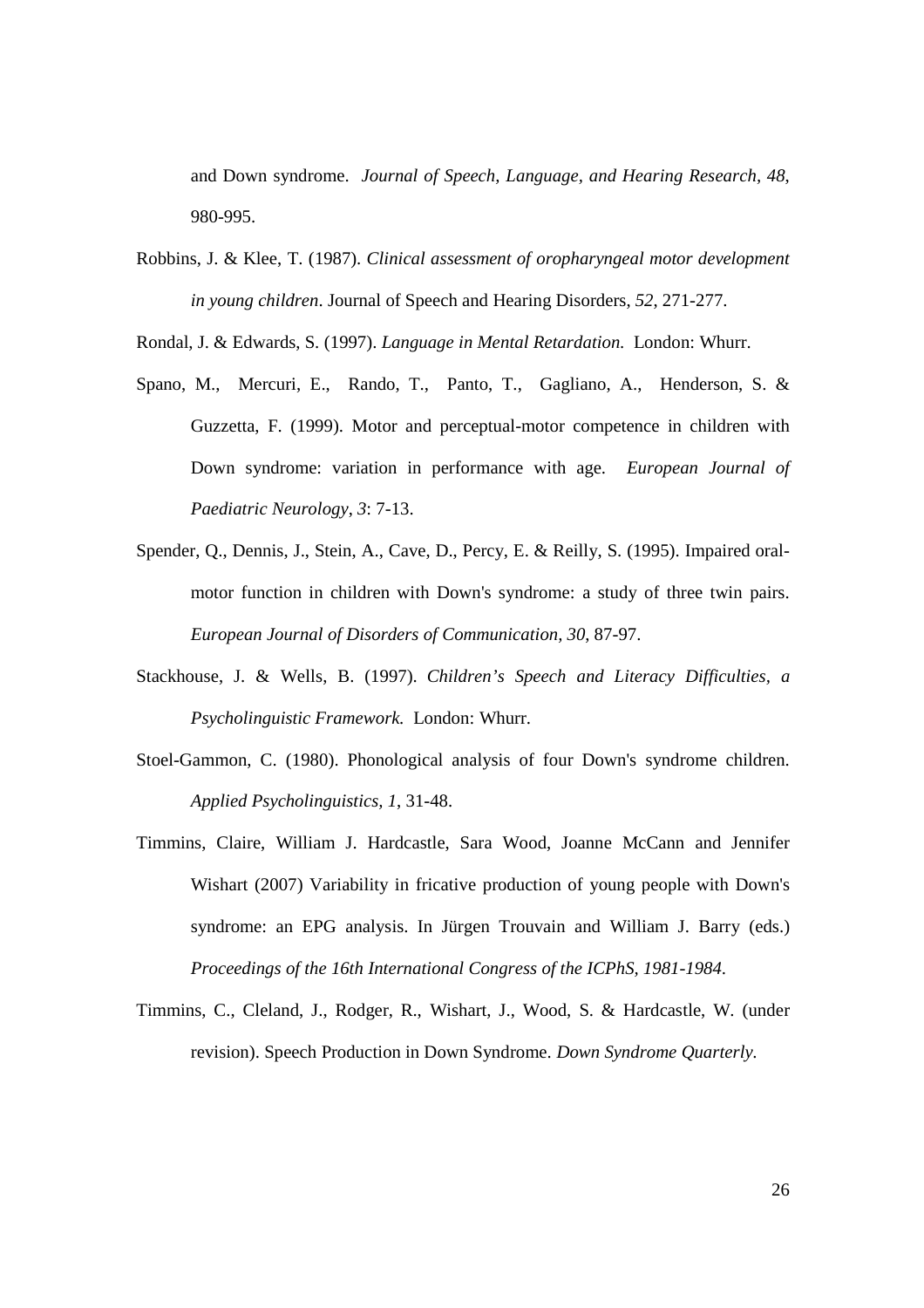and Down syndrome. *Journal of Speech, Language, and Hearing Research*, *48*, 980-995.

Robbins, J. & Klee, T. (1987). *Clinical assessment of oropharyngeal motor development in young children*. Journal of Speech and Hearing Disorders, *52*, 271-277.

Rondal, J. & Edwards, S. (1997). *Language in Mental Retardation.* London: Whurr.

Spano, M., Mercuri, E., Rando, T., Panto, T., Gagliano, A., Henderson, S. & Guzzetta, F. (1999). Motor and perceptual-motor competence in children with Down syndrome: variation in performance with age. *European Journal of Paediatric Neurology*, *3*: 7-13.

Spender, Q., Dennis, J., Stein, A., Cave, D., Percy, E. & Reilly, S. (1995). Impaired oral-motor function in children with Down's syndrome: a study of three twin pairs. *European Journal of Disorders of Communication, 30*, 87-97.

Stackhouse, J. & Wells, B. (1997). *Children's Speech and Literacy Difficulties, a Psycholinguistic Framework.* London: Whurr.

Stoel-Gammon, C. (1980). Phonological analysis of four Down's syndrome children. *Applied Psycholinguistics, 1*, 31-48.

Timmins, Claire, William J. Hardcastle, Sara Wood, Joanne McCann and Jennifer Wishart (2007) Variability in fricative production of young people with Down's syndrome: an EPG analysis. In Jürgen Trouvain and William J. Barry (eds.) *Proceedings of the 16th International Congress of the ICPhS, 1981-1984*.

Timmins, C., Cleland, J., Rodger, R., Wishart, J., Wood, S. & Hardcastle, W. (under revision). Speech Production in Down Syndrome. *Down Syndrome Quarterly.*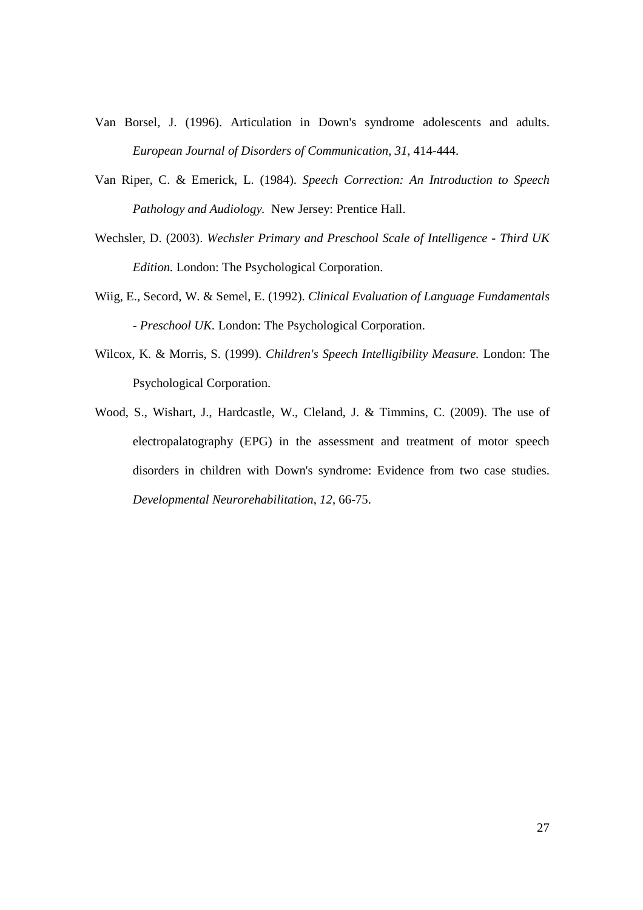Van Borsel, J. (1996). Articulation in Down's syndrome adolescents and adults. *European Journal of Disorders of Communication, 31*, 414-444.

Van Riper, C. & Emerick, L. (1984). *Speech Correction: An Introduction to Speech Pathology and Audiology.* New Jersey: Prentice Hall.

Wechsler, D. (2003). *Wechsler Primary and Preschool Scale of Intelligence - Third UK Edition.* London: The Psychological Corporation.

Wiig, E., Secord, W. & Semel, E. (1992). *Clinical Evaluation of Language Fundamentals - Preschool UK.* London: The Psychological Corporation.

Wilcox, K. & Morris, S. (1999). *Children's Speech Intelligibility Measure.* London: The Psychological Corporation.

Wood, S., Wishart, J., Hardcastle, W., Cleland, J. & Timmins, C. (2009). The use of electropalatography (EPG) in the assessment and treatment of motor speech disorders in children with Down's syndrome: Evidence from two case studies. *Developmental Neurorehabilitation*, *12*, 66-75.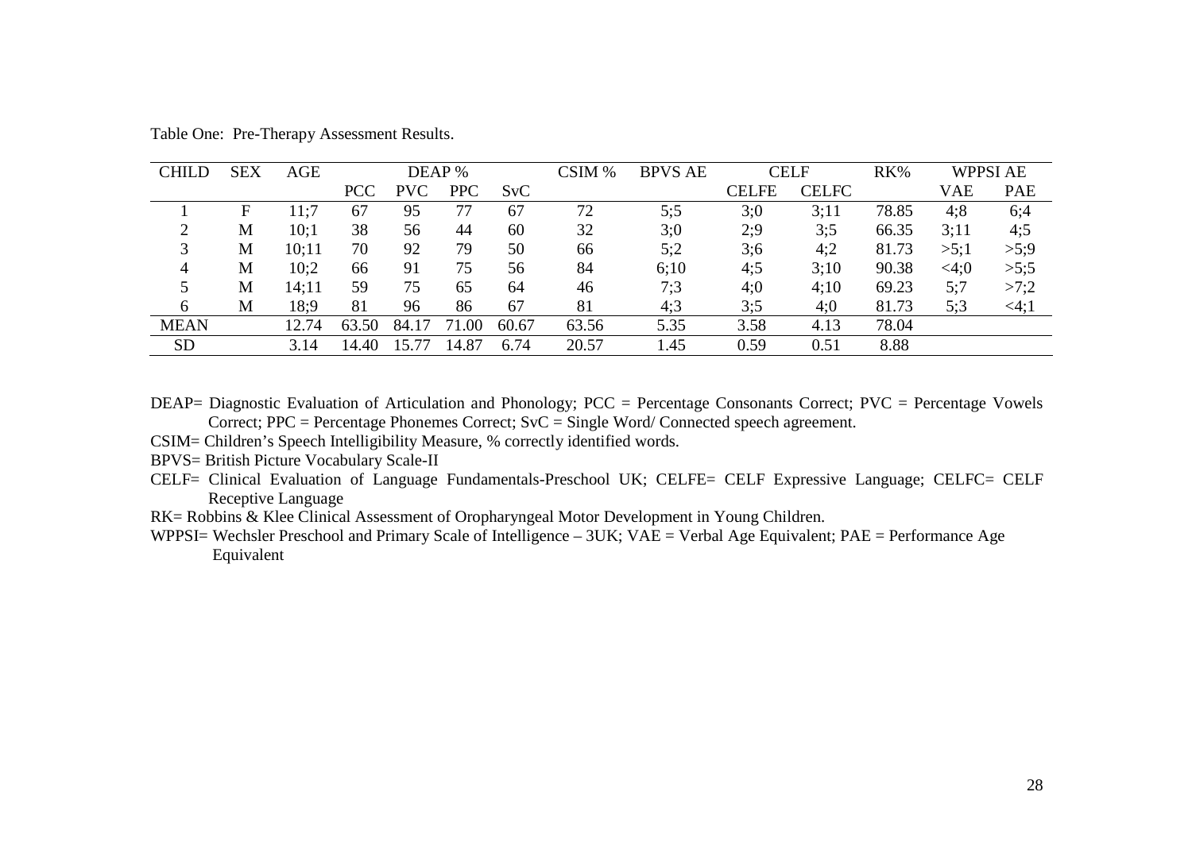Table One: Pre-Therapy Assessment Results.

| CHILD | SEX | AGE | DEAP % | | | | CSIM % | BPVS AE | CELF | | RK% | WPPSI AE | |
|---|---|---|---|---|---|---|---|---|---|---|---|---|---|
| | | | PCC | PVC | PPC | SvC | | | CELFE | CELFC | | VAE | PAE |
| 1 | F | 11;7 | 67 | 95 | 77 | 67 | 72 | 5;5 | 3;0 | 3;11 | 78.85 | 4;8 | 6;4 |
| 2 | M | 10;1 | 38 | 56 | 44 | 60 | 32 | 3;0 | 2;9 | 3;5 | 66.35 | 3;11 | 4;5 |
| 3 | M | 10;11 | 70 | 92 | 79 | 50 | 66 | 5;2 | 3;6 | 4;2 | 81.73 | >5;1 | >5;9 |
| 4 | M | 10;2 | 66 | 91 | 75 | 56 | 84 | 6;10 | 4;5 | 3;10 | 90.38 | <4;0 | >5;5 |
| 5 | M | 14;11 | 59 | 75 | 65 | 64 | 46 | 7;3 | 4;0 | 4;10 | 69.23 | 5;7 | >7;2 |
| 6 | M | 18;9 | 81 | 96 | 86 | 67 | 81 | 4;3 | 3;5 | 4;0 | 81.73 | 5;3 | <4;1 |
| MEAN | | 12.74 | 63.50 | 84.17 | 71.00 | 60.67 | 63.56 | 5.35 | 3.58 | 4.13 | 78.04 | | |
| SD | | 3.14 | 14.40 | 15.77 | 14.87 | 6.74 | 20.57 | 1.45 | 0.59 | 0.51 | 8.88 | | |

DEAP= Diagnostic Evaluation of Articulation and Phonology; PCC = Percentage Consonants Correct; PVC = Percentage Vowels Correct; PPC = Percentage Phonemes Correct; SvC = Single Word/ Connected speech agreement.

CSIM= Children's Speech Intelligibility Measure, % correctly identified words.

BPVS= British Picture Vocabulary Scale-II

CELF= Clinical Evaluation of Language Fundamentals-Preschool UK; CELFE= CELF Expressive Language; CELFC= CELF Receptive Language

RK= Robbins & Klee Clinical Assessment of Oropharyngeal Motor Development in Young Children.

WPPSI= Wechsler Preschool and Primary Scale of Intelligence – 3UK; VAE = Verbal Age Equivalent; PAE = Performance Age Equivalent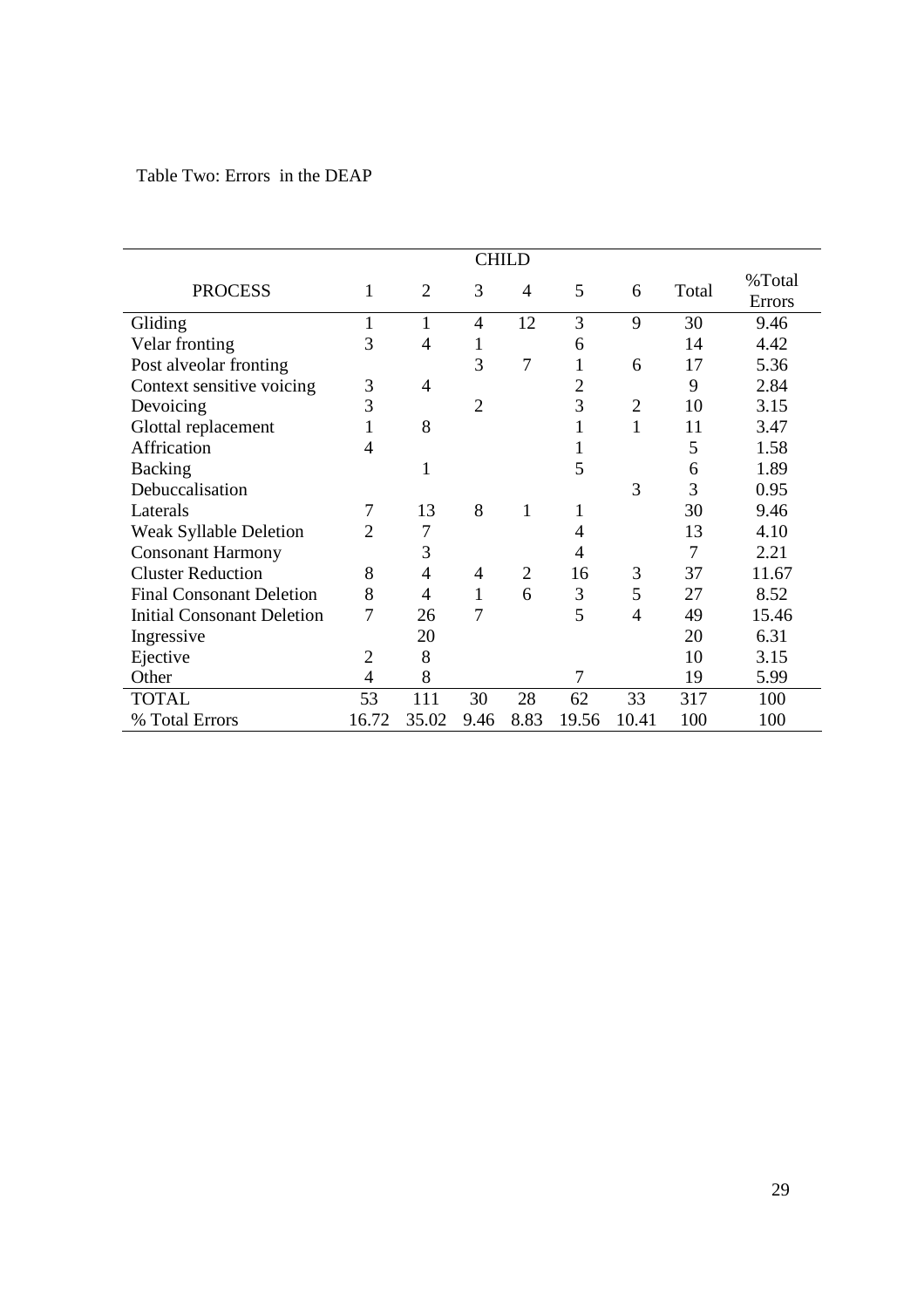Table Two: Errors in the DEAP

| PROCESS | CHILD | | | | | | | |
|---|---|---|---|---|---|---|---|---|
| | 1 | 2 | 3 | 4 | 5 | 6 | Total | %Total Errors |
| Gliding | 1 | 1 | 4 | 12 | 3 | 9 | 30 | 9.46 |
| Velar fronting | 3 | 4 | 1 | | 6 | | 14 | 4.42 |
| Post alveolar fronting | | | 3 | 7 | 1 | 6 | 17 | 5.36 |
| Context sensitive voicing | 3 | 4 | | | 2 | | 9 | 2.84 |
| Devoicing | 3 | | 2 | | 3 | 2 | 10 | 3.15 |
| Glottal replacement | 1 | 8 | | | 1 | 1 | 11 | 3.47 |
| Affrication | 4 | | | | 1 | | 5 | 1.58 |
| Backing | | 1 | | | 5 | | 6 | 1.89 |
| Debuccalisation | | | | | | 3 | 3 | 0.95 |
| Laterals | 7 | 13 | 8 | 1 | 1 | | 30 | 9.46 |
| Weak Syllable Deletion | 2 | 7 | | | 4 | | 13 | 4.10 |
| Consonant Harmony | | 3 | | | 4 | | 7 | 2.21 |
| Cluster Reduction | 8 | 4 | 4 | 2 | 16 | 3 | 37 | 11.67 |
| Final Consonant Deletion | 8 | 4 | 1 | 6 | 3 | 5 | 27 | 8.52 |
| Initial Consonant Deletion | 7 | 26 | 7 | | 5 | 4 | 49 | 15.46 |
| Ingressive | | 20 | | | | | 20 | 6.31 |
| Ejective | 2 | 8 | | | | | 10 | 3.15 |
| Other | 4 | 8 | | | 7 | | 19 | 5.99 |
| TOTAL | 53 | 111 | 30 | 28 | 62 | 33 | 317 | 100 |
| % Total Errors | 16.72 | 35.02 | 9.46 | 8.83 | 19.56 | 10.41 | 100 | 100 |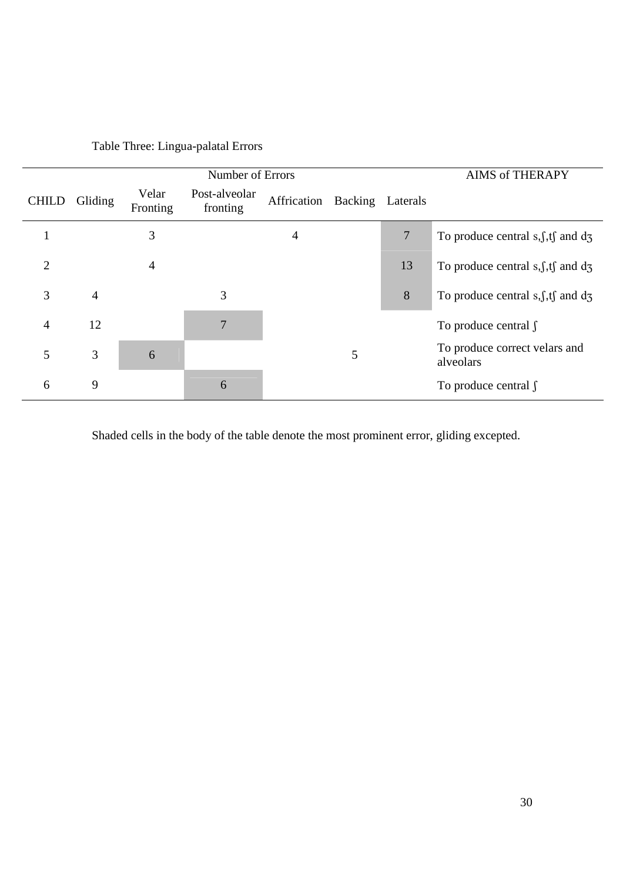Table Three: Lingua-palatal Errors

| | Number of Errors | | | | | | AIMS of THERAPY |
|---|---|---|---|---|---|---|---|
| CHILD | Gliding | Velar Fronting | Post-alveolar fronting | Affrication | Backing | Laterals | |
| 1 | | 3 | | 4 | | 7 | To produce central s,ʃ,tʃ and dʒ |
| 2 | | 4 | | | | 13 | To produce central s,ʃ,tʃ and dʒ |
| 3 | 4 | | 3 | | | 8 | To produce central s,ʃ,tʃ and dʒ |
| 4 | 12 | | 7 | | | | To produce central ʃ |
| 5 | 3 | 6 | | | 5 | | To produce correct velars and alveolars |
| 6 | 9 | | 6 | | | | To produce central ʃ |

Shaded cells in the body of the table denote the most prominent error, gliding excepted.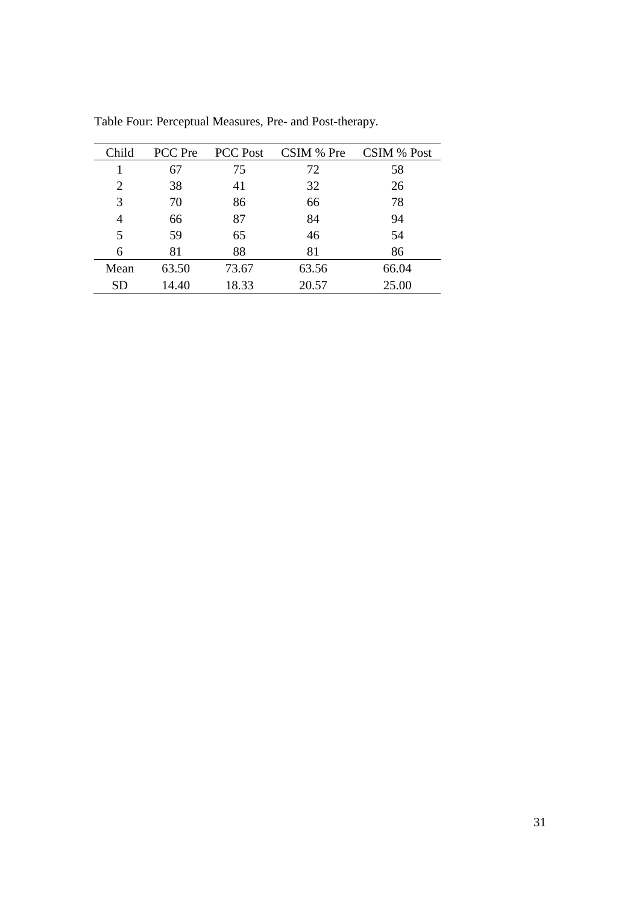Table Four: Perceptual Measures, Pre- and Post-therapy.

| Child | PCC Pre | PCC Post | CSIM % Pre | CSIM % Post |
|---|---|---|---|---|
| 1 | 67 | 75 | 72 | 58 |
| 2 | 38 | 41 | 32 | 26 |
| 3 | 70 | 86 | 66 | 78 |
| 4 | 66 | 87 | 84 | 94 |
| 5 | 59 | 65 | 46 | 54 |
| 6 | 81 | 88 | 81 | 86 |
| Mean | 63.50 | 73.67 | 63.56 | 66.04 |
| SD | 14.40 | 18.33 | 20.57 | 25.00 |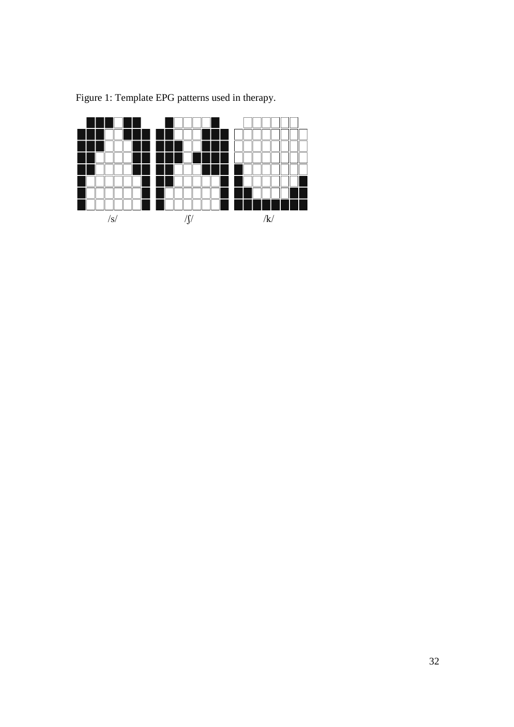Figure 1: Template EPG patterns used in therapy.

/s/

/ʃ/

/k/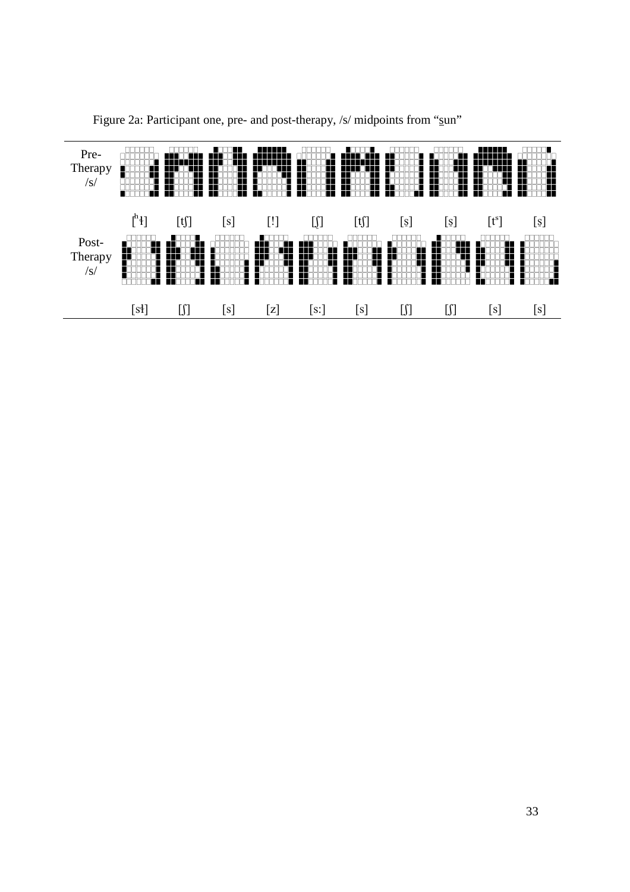Figure 2a: Participant one, pre- and post-therapy, /s/ midpoints from "sun"

Pre-Therapy /s/

[ʰɬ] [tʃ] [s] [!] [ʃ̺] [tʃ] [s̪] [s̪] [tˢ] [s̪]

Post-Therapy /s/

[sɬ] [ʃ] [s] [z] [s:] [s] [ʃ] [ʃ] [s] [s]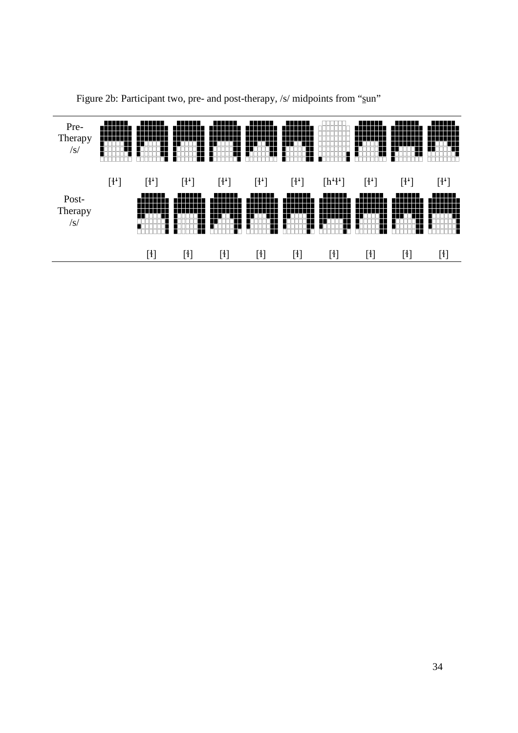Figure 2b: Participant two, pre- and post-therapy, /s/ midpoints from "<u>s</u>un"

Pre-Therapy /s/

[ɬ˕] [ɬ˕] [ɬ˕] [ɬ˕] [ɬ˕] [ɬ˕] [h˕ɬ˕] [ɬ˕] [ɬ˕] [ɬ˕]

Post-Therapy /s/

[ɬ] [ɬ] [ɬ] [ɬ] [ɬ] [ɬ] [ɬ] [ɬ] [ɬ]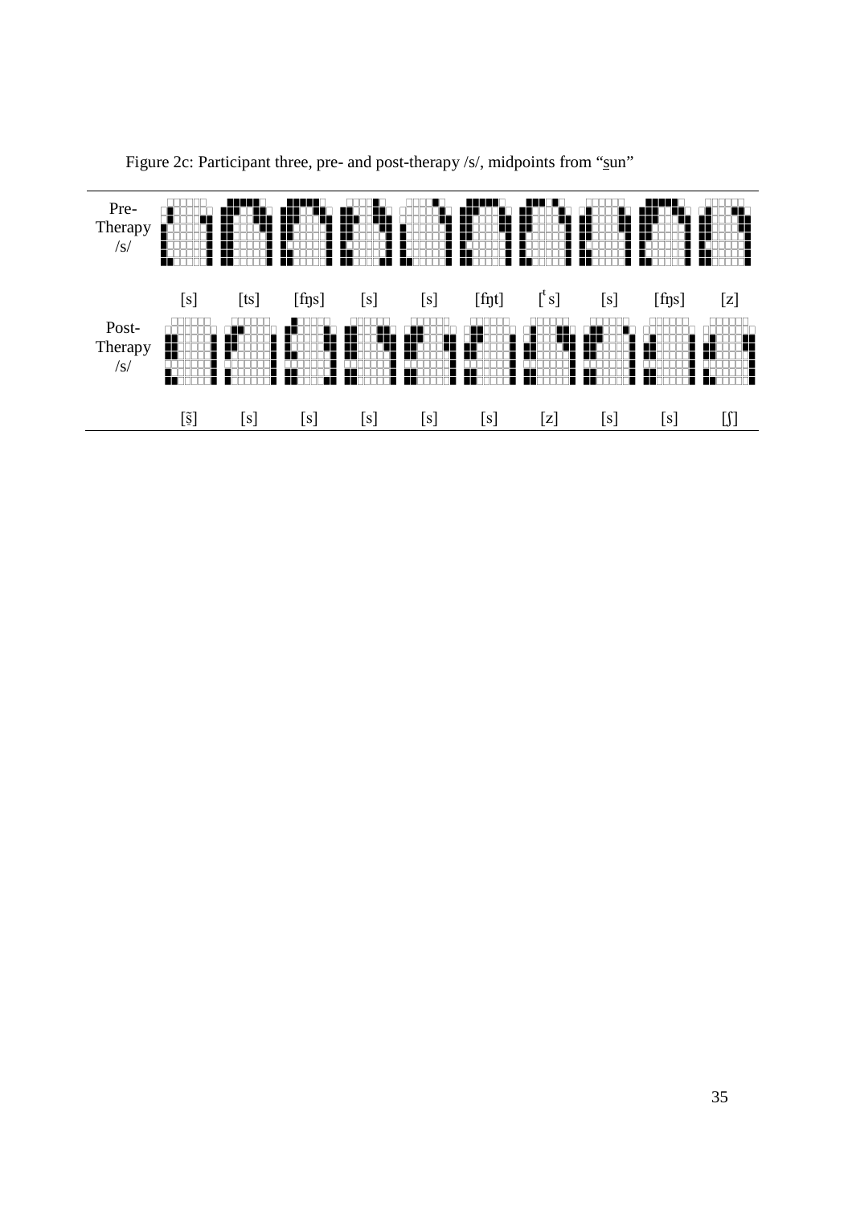Figure 2c: Participant three, pre- and post-therapy /s/, midpoints from "sun"

Pre-Therapy /s/

[s] [ts] [fŋs] [s] [s] [fŋt] [ᵗs] [s] [fŋs] [z]

Post-Therapy /s/

[s̃] [s] [s] [s] [s] [s] [z] [s] [s] [ʃ]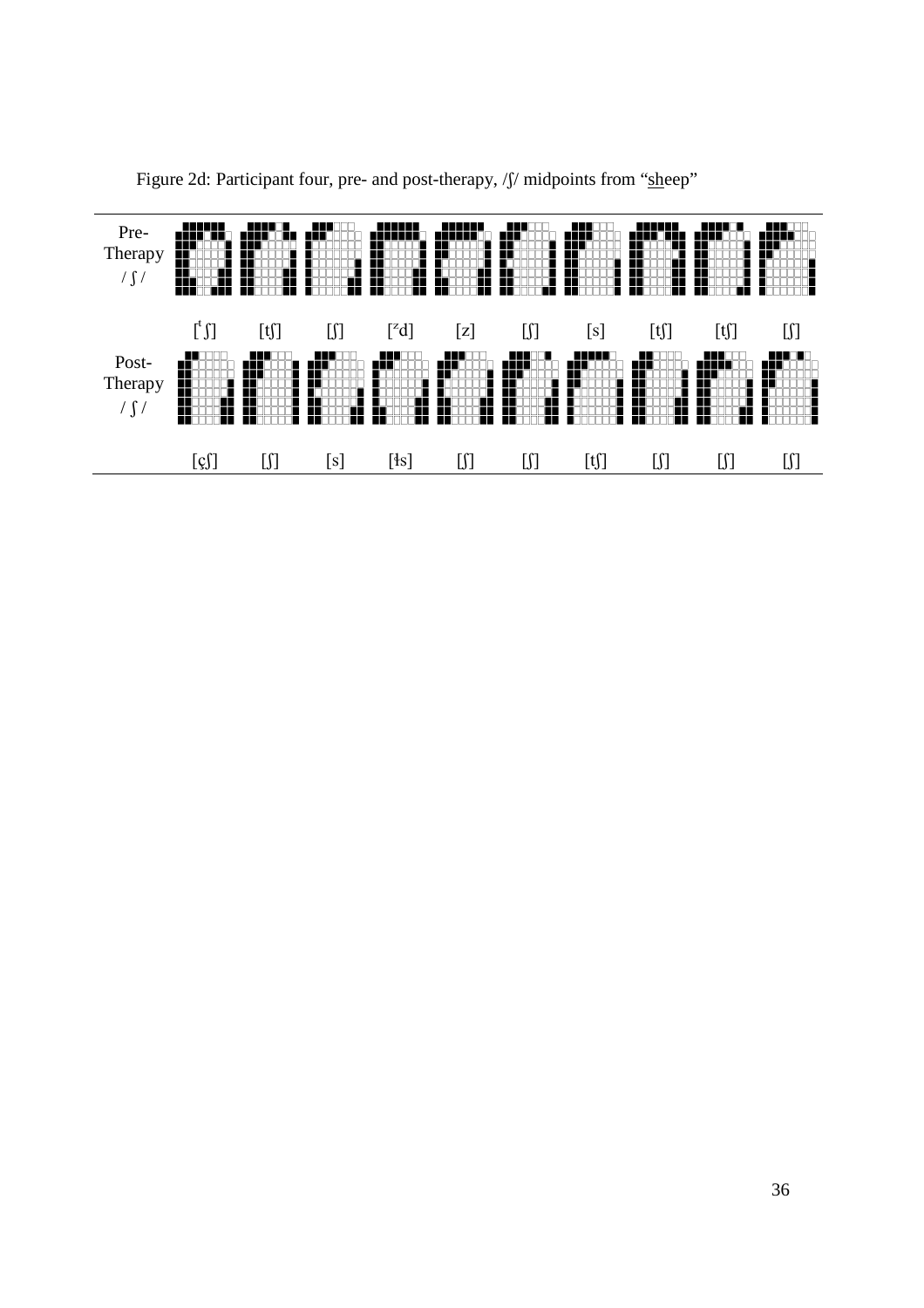Figure 2d: Participant four, pre- and post-therapy, /ʃ/ midpoints from "sheep"

Pre-Therapy /ʃ/

[ᵗʃ] [tʃ] [ʃ] [ᶻd] [z] [ʃ] [s] [tʃ] [tʃ] [ʃ]

Post-Therapy /ʃ/

[çʃ] [ʃ] [s] [ɬs] [ʃ] [ʃ] [tʃ] [ʃ] [ʃ] [ʃ]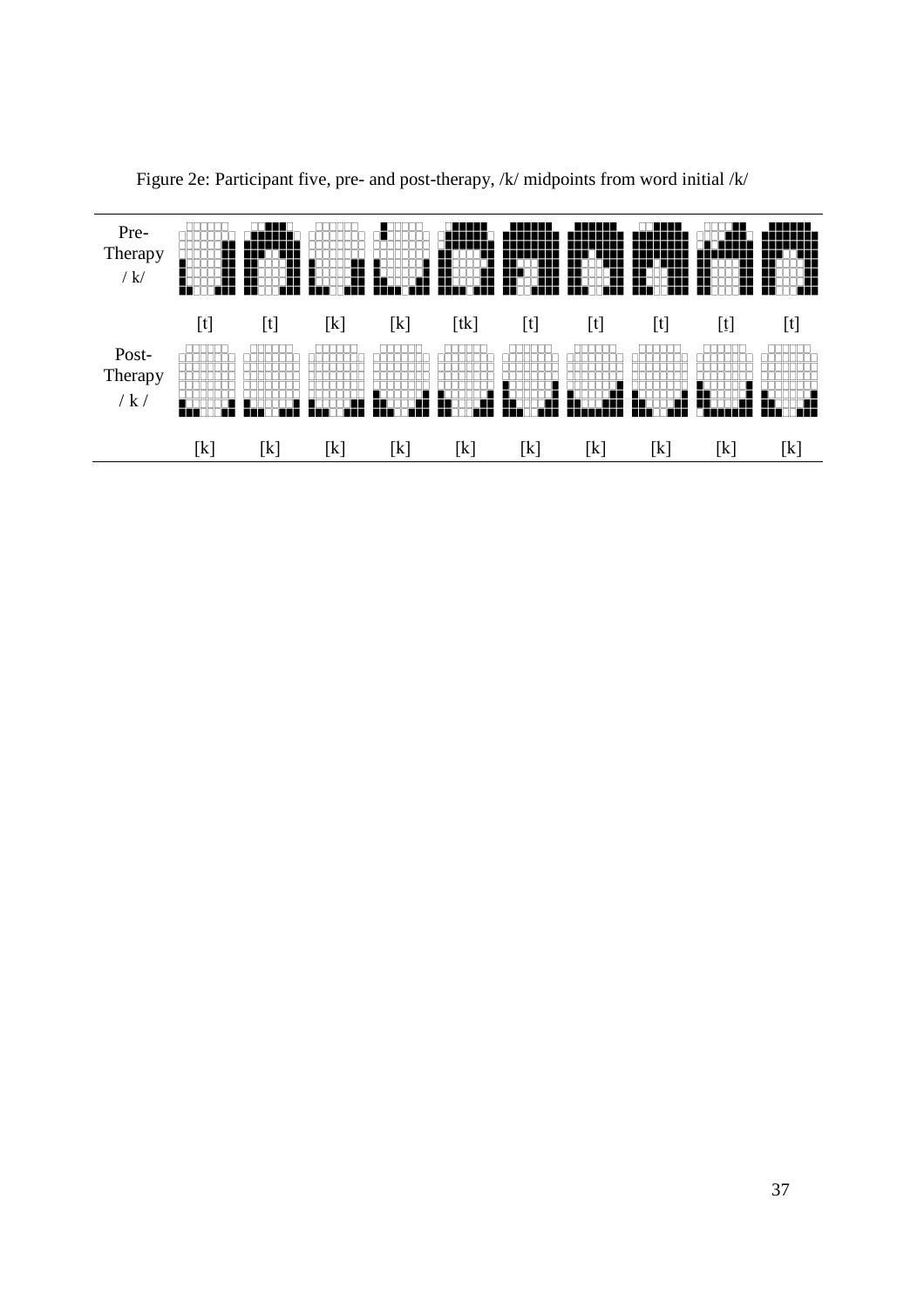Figure 2e: Participant five, pre- and post-therapy, /k/ midpoints from word initial /k/

Pre-Therapy / k/

[t] [t] [k] [k] [tk] [t] [t] [t] [ṯ] [t]

Post-Therapy / k /

[k] [k] [k] [k] [k] [k] [k] [k] [k] [k]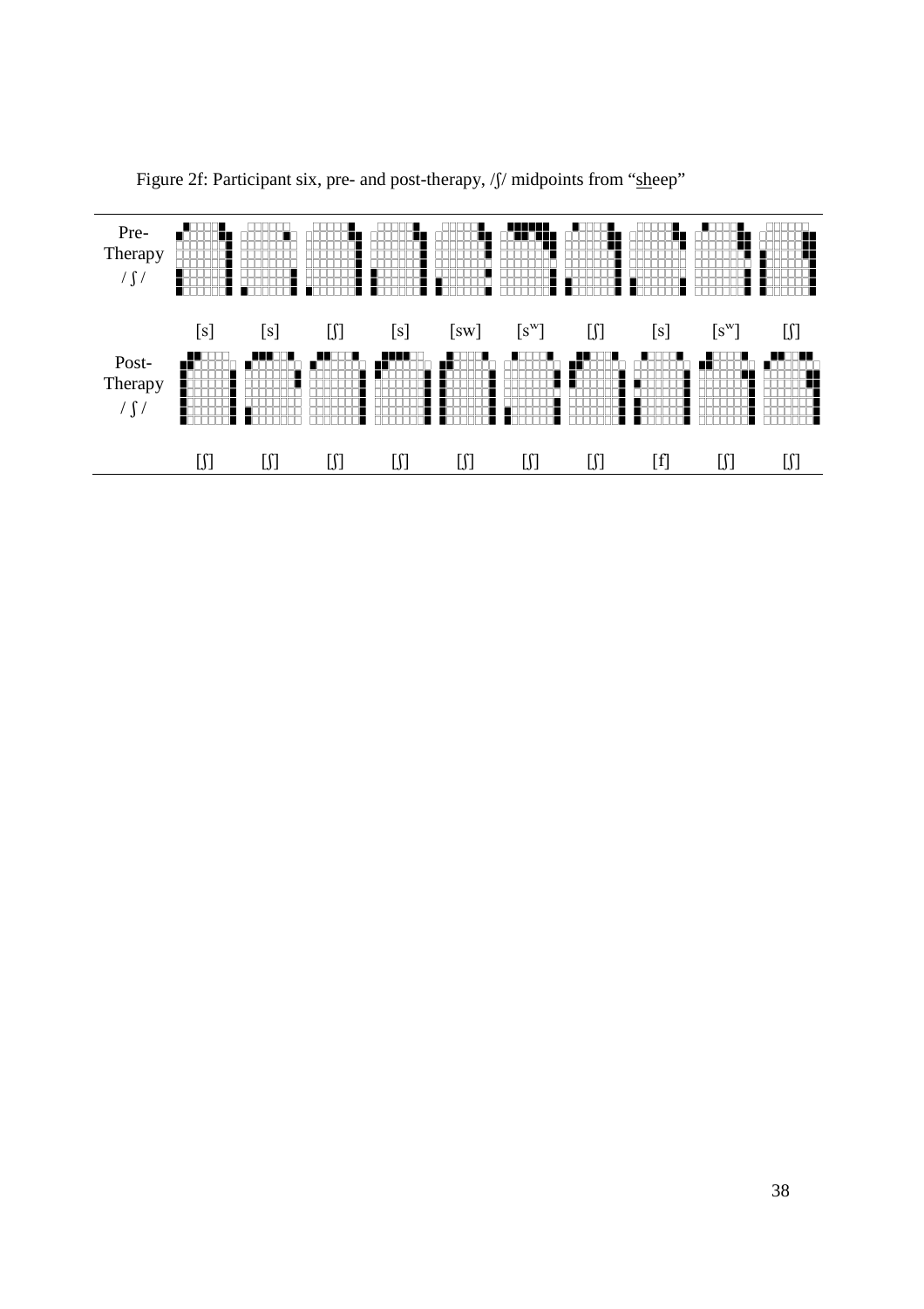Figure 2f: Participant six, pre- and post-therapy, /ʃ/ midpoints from "<u>sh</u>eep"

Pre-Therapy / ʃ /

[s] [s] [ʃ] [s] [sw] [sʷ] [ʃ] [s] [sʷ] [ʃ]

Post-Therapy / ʃ /

[ʃ] [ʃ] [ʃ] [ʃ] [ʃ] [ʃ] [ʃ] [f] [ʃ] [ʃ]